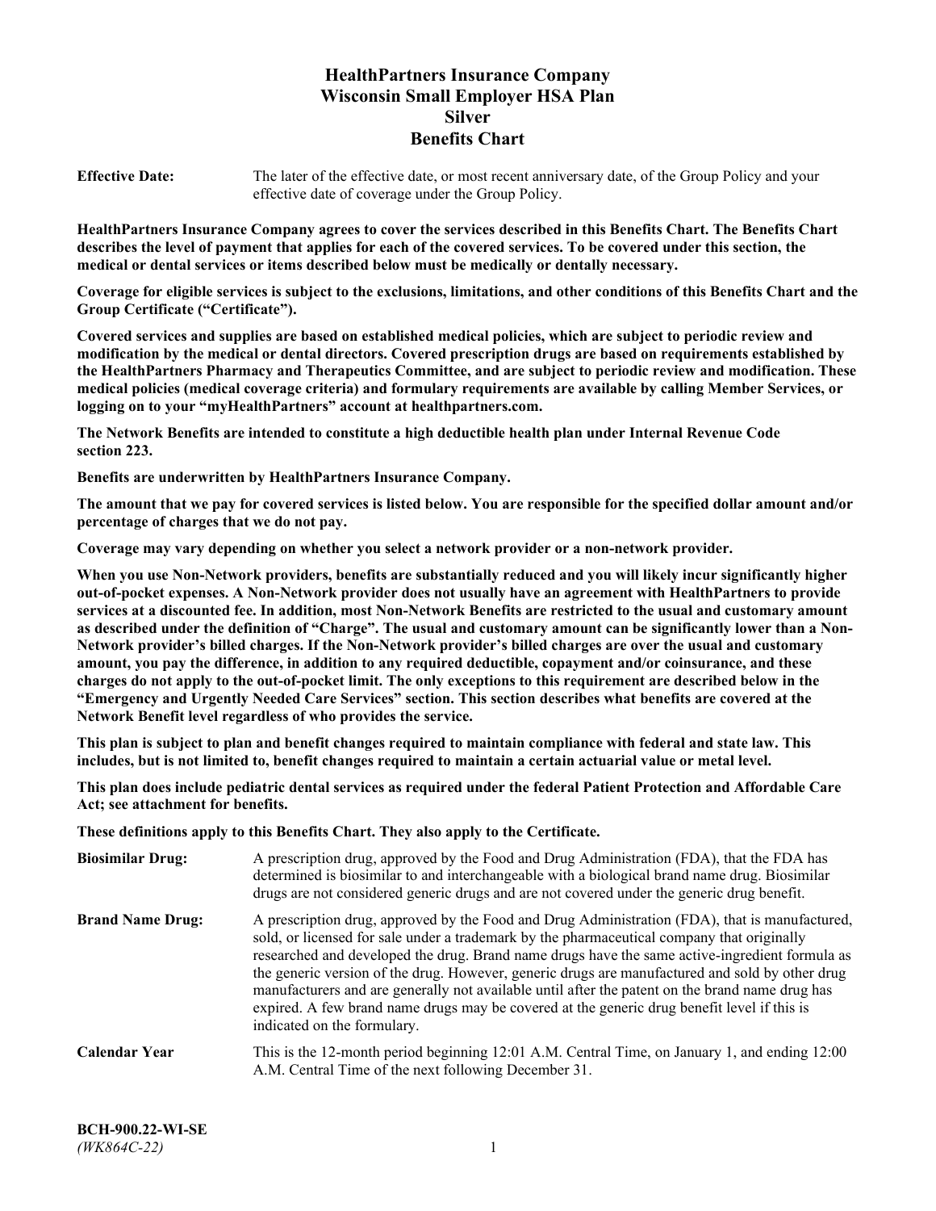# HealthPartners Insurance Company
# Wisconsin Small Employer HSA Plan
# Silver
# Benefits Chart

**Effective Date:** The later of the effective date, or most recent anniversary date, of the Group Policy and your effective date of coverage under the Group Policy.

**HealthPartners Insurance Company agrees to cover the services described in this Benefits Chart. The Benefits Chart describes the level of payment that applies for each of the covered services. To be covered under this section, the medical or dental services or items described below must be medically or dentally necessary.**

**Coverage for eligible services is subject to the exclusions, limitations, and other conditions of this Benefits Chart and the Group Certificate ("Certificate").**

**Covered services and supplies are based on established medical policies, which are subject to periodic review and modification by the medical or dental directors. Covered prescription drugs are based on requirements established by the HealthPartners Pharmacy and Therapeutics Committee, and are subject to periodic review and modification. These medical policies (medical coverage criteria) and formulary requirements are available by calling Member Services, or logging on to your "myHealthPartners" account at healthpartners.com.**

**The Network Benefits are intended to constitute a high deductible health plan under Internal Revenue Code section 223.**

**Benefits are underwritten by HealthPartners Insurance Company.**

**The amount that we pay for covered services is listed below. You are responsible for the specified dollar amount and/or percentage of charges that we do not pay.**

**Coverage may vary depending on whether you select a network provider or a non-network provider.**

**When you use Non-Network providers, benefits are substantially reduced and you will likely incur significantly higher out-of-pocket expenses. A Non-Network provider does not usually have an agreement with HealthPartners to provide services at a discounted fee. In addition, most Non-Network Benefits are restricted to the usual and customary amount as described under the definition of "Charge". The usual and customary amount can be significantly lower than a Non-Network provider's billed charges. If the Non-Network provider's billed charges are over the usual and customary amount, you pay the difference, in addition to any required deductible, copayment and/or coinsurance, and these charges do not apply to the out-of-pocket limit. The only exceptions to this requirement are described below in the "Emergency and Urgently Needed Care Services" section. This section describes what benefits are covered at the Network Benefit level regardless of who provides the service.**

**This plan is subject to plan and benefit changes required to maintain compliance with federal and state law. This includes, but is not limited to, benefit changes required to maintain a certain actuarial value or metal level.**

**This plan does include pediatric dental services as required under the federal Patient Protection and Affordable Care Act; see attachment for benefits.**

**These definitions apply to this Benefits Chart. They also apply to the Certificate.**

**Biosimilar Drug:** A prescription drug, approved by the Food and Drug Administration (FDA), that the FDA has determined is biosimilar to and interchangeable with a biological brand name drug. Biosimilar drugs are not considered generic drugs and are not covered under the generic drug benefit.

**Brand Name Drug:** A prescription drug, approved by the Food and Drug Administration (FDA), that is manufactured, sold, or licensed for sale under a trademark by the pharmaceutical company that originally researched and developed the drug. Brand name drugs have the same active-ingredient formula as the generic version of the drug. However, generic drugs are manufactured and sold by other drug manufacturers and are generally not available until after the patent on the brand name drug has expired. A few brand name drugs may be covered at the generic drug benefit level if this is indicated on the formulary.

**Calendar Year** This is the 12-month period beginning 12:01 A.M. Central Time, on January 1, and ending 12:00 A.M. Central Time of the next following December 31.

**BCH-900.22-WI-SE**
*(WK864C-22)*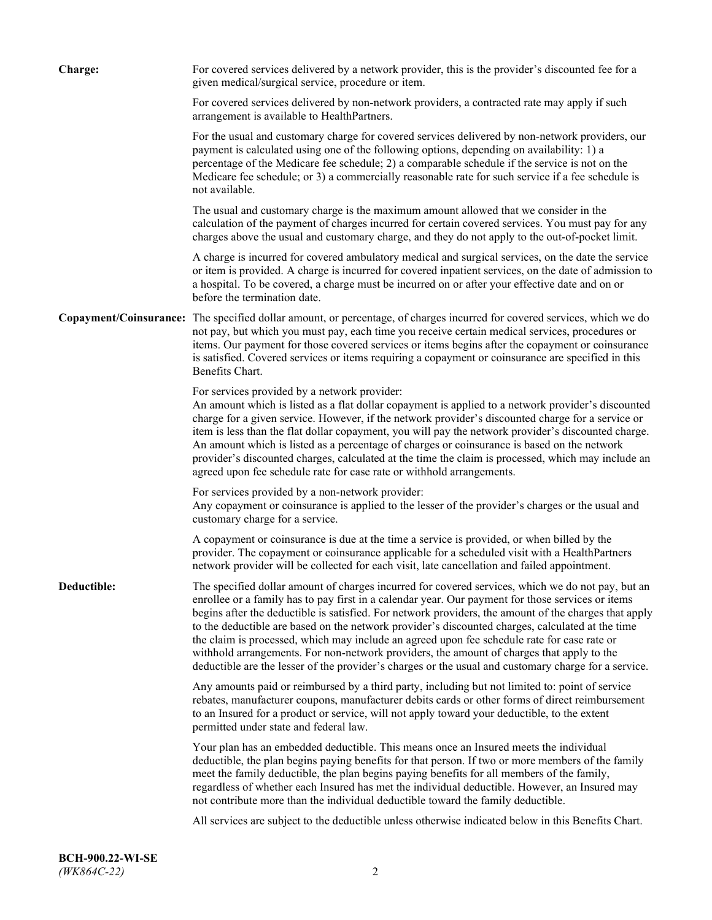**Charge:** For covered services delivered by a network provider, this is the provider's discounted fee for a given medical/surgical service, procedure or item.

For covered services delivered by non-network providers, a contracted rate may apply if such arrangement is available to HealthPartners.

For the usual and customary charge for covered services delivered by non-network providers, our payment is calculated using one of the following options, depending on availability: 1) a percentage of the Medicare fee schedule; 2) a comparable schedule if the service is not on the Medicare fee schedule; or 3) a commercially reasonable rate for such service if a fee schedule is not available.

The usual and customary charge is the maximum amount allowed that we consider in the calculation of the payment of charges incurred for certain covered services. You must pay for any charges above the usual and customary charge, and they do not apply to the out-of-pocket limit.

A charge is incurred for covered ambulatory medical and surgical services, on the date the service or item is provided. A charge is incurred for covered inpatient services, on the date of admission to a hospital. To be covered, a charge must be incurred on or after your effective date and on or before the termination date.

**Copayment/Coinsurance:** The specified dollar amount, or percentage, of charges incurred for covered services, which we do not pay, but which you must pay, each time you receive certain medical services, procedures or items. Our payment for those covered services or items begins after the copayment or coinsurance is satisfied. Covered services or items requiring a copayment or coinsurance are specified in this Benefits Chart.

For services provided by a network provider:
An amount which is listed as a flat dollar copayment is applied to a network provider's discounted charge for a given service. However, if the network provider's discounted charge for a service or item is less than the flat dollar copayment, you will pay the network provider's discounted charge. An amount which is listed as a percentage of charges or coinsurance is based on the network provider's discounted charges, calculated at the time the claim is processed, which may include an agreed upon fee schedule rate for case rate or withhold arrangements.

For services provided by a non-network provider:
Any copayment or coinsurance is applied to the lesser of the provider's charges or the usual and customary charge for a service.

A copayment or coinsurance is due at the time a service is provided, or when billed by the provider. The copayment or coinsurance applicable for a scheduled visit with a HealthPartners network provider will be collected for each visit, late cancellation and failed appointment.

**Deductible:** The specified dollar amount of charges incurred for covered services, which we do not pay, but an enrollee or a family has to pay first in a calendar year. Our payment for those services or items begins after the deductible is satisfied. For network providers, the amount of the charges that apply to the deductible are based on the network provider's discounted charges, calculated at the time the claim is processed, which may include an agreed upon fee schedule rate for case rate or withhold arrangements. For non-network providers, the amount of charges that apply to the deductible are the lesser of the provider's charges or the usual and customary charge for a service.

Any amounts paid or reimbursed by a third party, including but not limited to: point of service rebates, manufacturer coupons, manufacturer debits cards or other forms of direct reimbursement to an Insured for a product or service, will not apply toward your deductible, to the extent permitted under state and federal law.

Your plan has an embedded deductible. This means once an Insured meets the individual deductible, the plan begins paying benefits for that person. If two or more members of the family meet the family deductible, the plan begins paying benefits for all members of the family, regardless of whether each Insured has met the individual deductible. However, an Insured may not contribute more than the individual deductible toward the family deductible.

All services are subject to the deductible unless otherwise indicated below in this Benefits Chart.

**BCH-900.22-WI-SE**
*(WK864C-22)*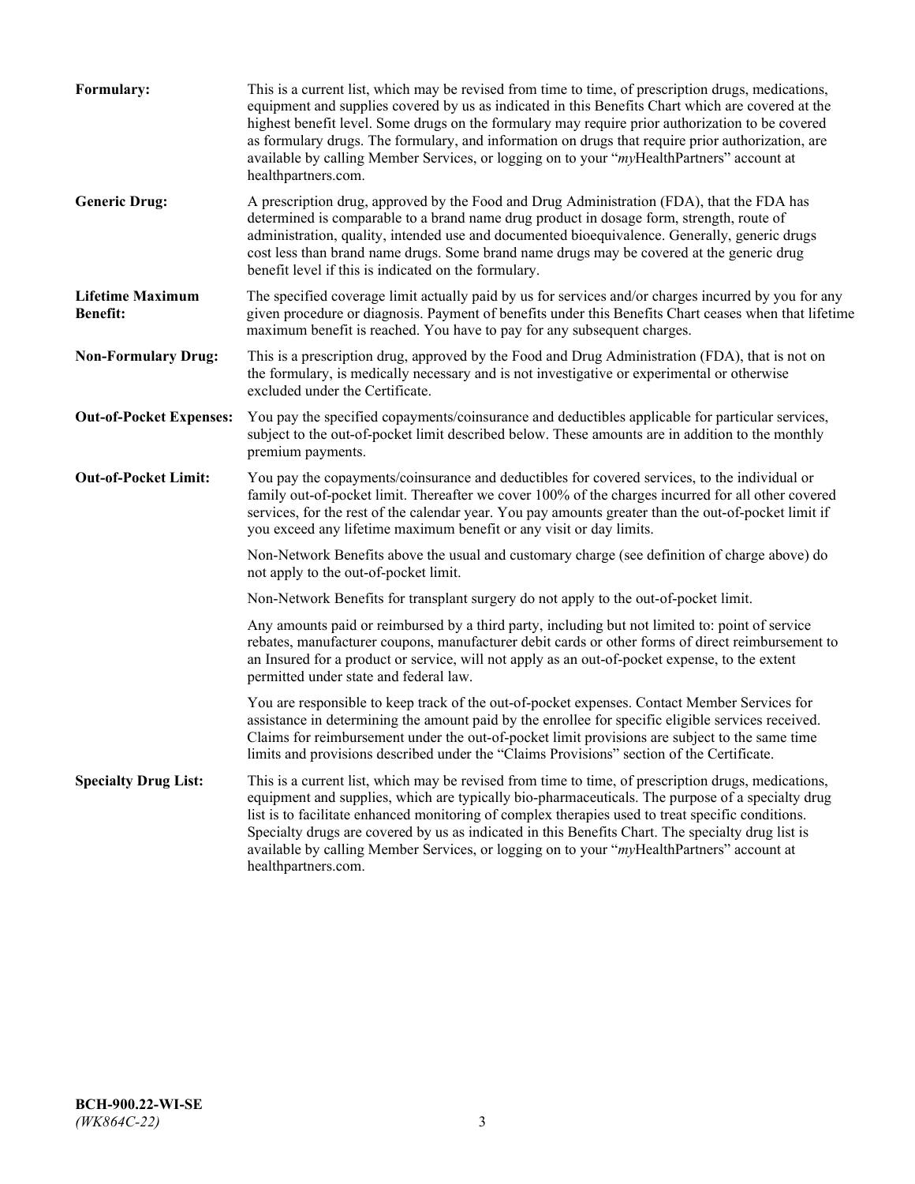**Formulary:** This is a current list, which may be revised from time to time, of prescription drugs, medications, equipment and supplies covered by us as indicated in this Benefits Chart which are covered at the highest benefit level. Some drugs on the formulary may require prior authorization to be covered as formulary drugs. The formulary, and information on drugs that require prior authorization, are available by calling Member Services, or logging on to your "*my*HealthPartners" account at healthpartners.com.

**Generic Drug:** A prescription drug, approved by the Food and Drug Administration (FDA), that the FDA has determined is comparable to a brand name drug product in dosage form, strength, route of administration, quality, intended use and documented bioequivalence. Generally, generic drugs cost less than brand name drugs. Some brand name drugs may be covered at the generic drug benefit level if this is indicated on the formulary.

**Lifetime Maximum Benefit:** The specified coverage limit actually paid by us for services and/or charges incurred by you for any given procedure or diagnosis. Payment of benefits under this Benefits Chart ceases when that lifetime maximum benefit is reached. You have to pay for any subsequent charges.

**Non-Formulary Drug:** This is a prescription drug, approved by the Food and Drug Administration (FDA), that is not on the formulary, is medically necessary and is not investigative or experimental or otherwise excluded under the Certificate.

**Out-of-Pocket Expenses:** You pay the specified copayments/coinsurance and deductibles applicable for particular services, subject to the out-of-pocket limit described below. These amounts are in addition to the monthly premium payments.

**Out-of-Pocket Limit:** You pay the copayments/coinsurance and deductibles for covered services, to the individual or family out-of-pocket limit. Thereafter we cover 100% of the charges incurred for all other covered services, for the rest of the calendar year. You pay amounts greater than the out-of-pocket limit if you exceed any lifetime maximum benefit or any visit or day limits.

Non-Network Benefits above the usual and customary charge (see definition of charge above) do not apply to the out-of-pocket limit.

Non-Network Benefits for transplant surgery do not apply to the out-of-pocket limit.

Any amounts paid or reimbursed by a third party, including but not limited to: point of service rebates, manufacturer coupons, manufacturer debit cards or other forms of direct reimbursement to an Insured for a product or service, will not apply as an out-of-pocket expense, to the extent permitted under state and federal law.

You are responsible to keep track of the out-of-pocket expenses. Contact Member Services for assistance in determining the amount paid by the enrollee for specific eligible services received. Claims for reimbursement under the out-of-pocket limit provisions are subject to the same time limits and provisions described under the "Claims Provisions" section of the Certificate.

**Specialty Drug List:** This is a current list, which may be revised from time to time, of prescription drugs, medications, equipment and supplies, which are typically bio-pharmaceuticals. The purpose of a specialty drug list is to facilitate enhanced monitoring of complex therapies used to treat specific conditions. Specialty drugs are covered by us as indicated in this Benefits Chart. The specialty drug list is available by calling Member Services, or logging on to your "*my*HealthPartners" account at healthpartners.com.

**BCH-900.22-WI-SE**
*(WK864C-22)*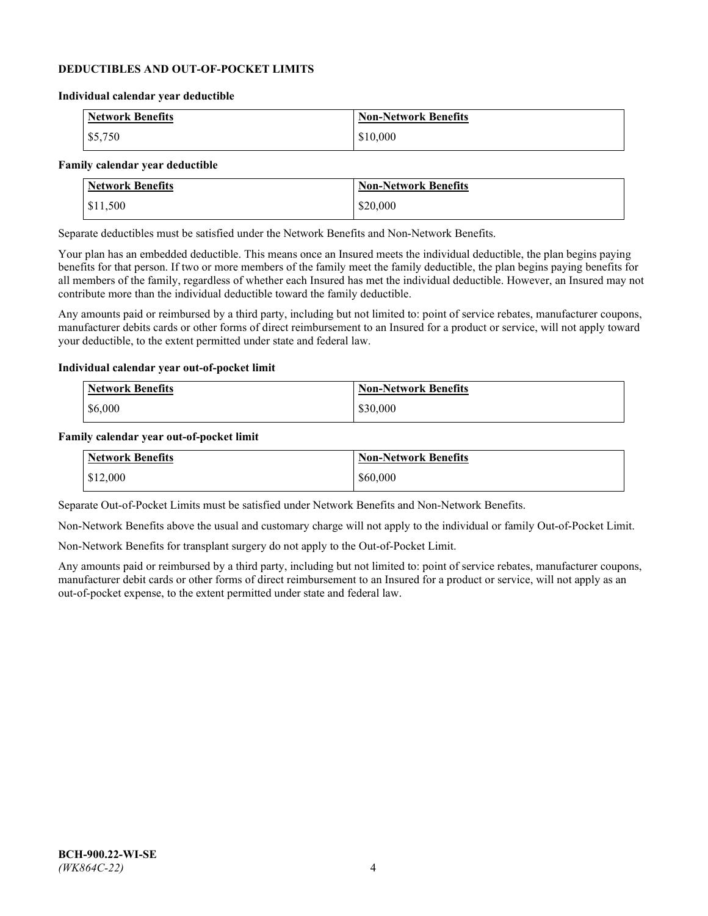## DEDUCTIBLES AND OUT-OF-POCKET LIMITS

### Individual calendar year deductible

| Network Benefits | Non-Network Benefits |
|---|---|
| $5,750 | $10,000 |

### Family calendar year deductible

| Network Benefits | Non-Network Benefits |
|---|---|
| $11,500 | $20,000 |

Separate deductibles must be satisfied under the Network Benefits and Non-Network Benefits.

Your plan has an embedded deductible. This means once an Insured meets the individual deductible, the plan begins paying benefits for that person. If two or more members of the family meet the family deductible, the plan begins paying benefits for all members of the family, regardless of whether each Insured has met the individual deductible. However, an Insured may not contribute more than the individual deductible toward the family deductible.

Any amounts paid or reimbursed by a third party, including but not limited to: point of service rebates, manufacturer coupons, manufacturer debits cards or other forms of direct reimbursement to an Insured for a product or service, will not apply toward your deductible, to the extent permitted under state and federal law.

### Individual calendar year out-of-pocket limit

| Network Benefits | Non-Network Benefits |
|---|---|
| $6,000 | $30,000 |

### Family calendar year out-of-pocket limit

| Network Benefits | Non-Network Benefits |
|---|---|
| $12,000 | $60,000 |

Separate Out-of-Pocket Limits must be satisfied under Network Benefits and Non-Network Benefits.

Non-Network Benefits above the usual and customary charge will not apply to the individual or family Out-of-Pocket Limit.

Non-Network Benefits for transplant surgery do not apply to the Out-of-Pocket Limit.

Any amounts paid or reimbursed by a third party, including but not limited to: point of service rebates, manufacturer coupons, manufacturer debit cards or other forms of direct reimbursement to an Insured for a product or service, will not apply as an out-of-pocket expense, to the extent permitted under state and federal law.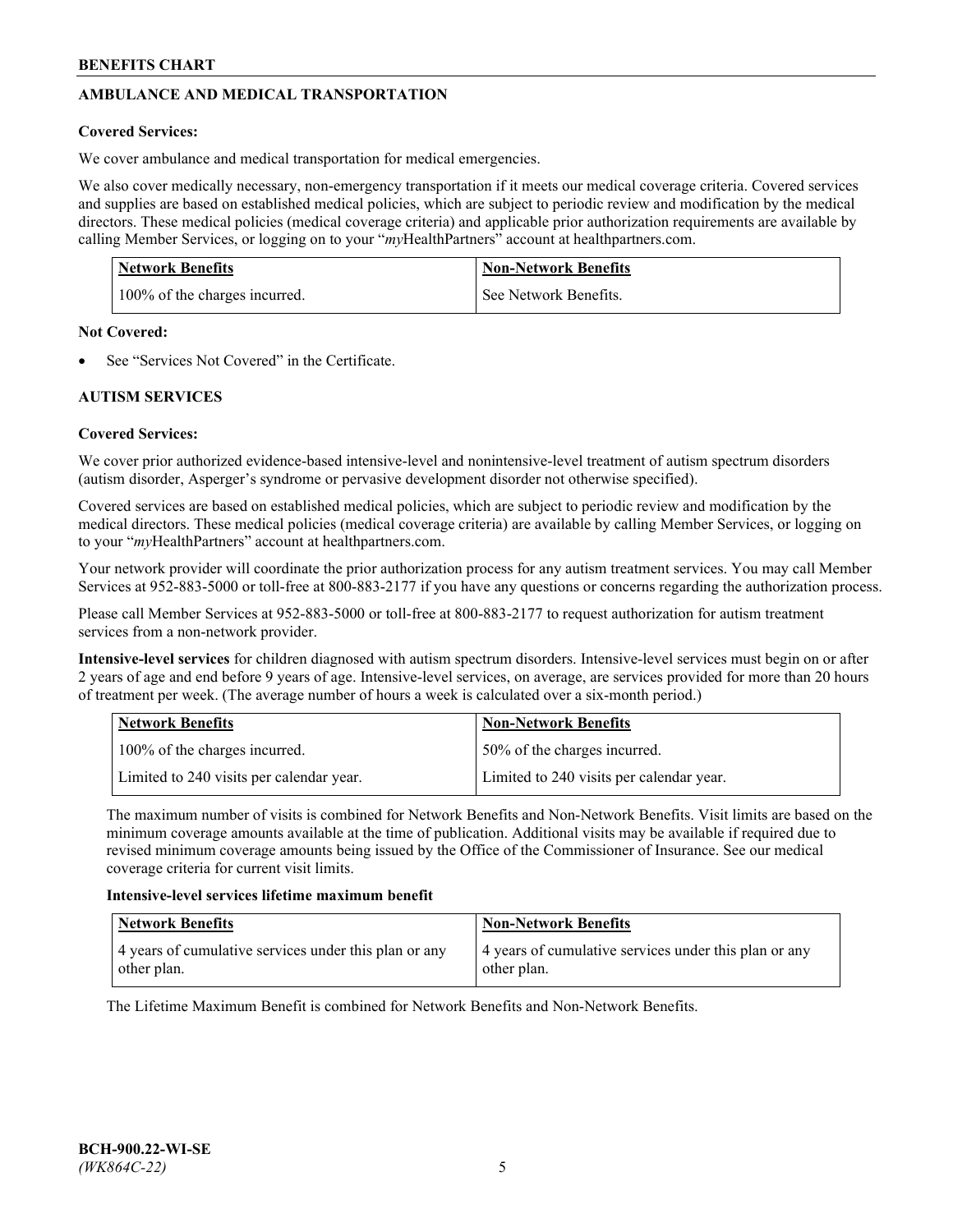## AMBULANCE AND MEDICAL TRANSPORTATION

**Covered Services:**

We cover ambulance and medical transportation for medical emergencies.

We also cover medically necessary, non-emergency transportation if it meets our medical coverage criteria. Covered services and supplies are based on established medical policies, which are subject to periodic review and modification by the medical directors. These medical policies (medical coverage criteria) and applicable prior authorization requirements are available by calling Member Services, or logging on to your "*my*HealthPartners" account at healthpartners.com.

| Network Benefits | Non-Network Benefits |
|---|---|
| 100% of the charges incurred. | See Network Benefits. |

**Not Covered:**

- See "Services Not Covered" in the Certificate.

## AUTISM SERVICES

**Covered Services:**

We cover prior authorized evidence-based intensive-level and nonintensive-level treatment of autism spectrum disorders (autism disorder, Asperger's syndrome or pervasive development disorder not otherwise specified).

Covered services are based on established medical policies, which are subject to periodic review and modification by the medical directors. These medical policies (medical coverage criteria) are available by calling Member Services, or logging on to your "*my*HealthPartners" account at healthpartners.com.

Your network provider will coordinate the prior authorization process for any autism treatment services. You may call Member Services at 952-883-5000 or toll-free at 800-883-2177 if you have any questions or concerns regarding the authorization process.

Please call Member Services at 952-883-5000 or toll-free at 800-883-2177 to request authorization for autism treatment services from a non-network provider.

**Intensive-level services** for children diagnosed with autism spectrum disorders. Intensive-level services must begin on or after 2 years of age and end before 9 years of age. Intensive-level services, on average, are services provided for more than 20 hours of treatment per week. (The average number of hours a week is calculated over a six-month period.)

| Network Benefits | Non-Network Benefits |
|---|---|
| 100% of the charges incurred. | 50% of the charges incurred. |
| Limited to 240 visits per calendar year. | Limited to 240 visits per calendar year. |

The maximum number of visits is combined for Network Benefits and Non-Network Benefits. Visit limits are based on the minimum coverage amounts available at the time of publication. Additional visits may be available if required due to revised minimum coverage amounts being issued by the Office of the Commissioner of Insurance. See our medical coverage criteria for current visit limits.

**Intensive-level services lifetime maximum benefit**

| Network Benefits | Non-Network Benefits |
|---|---|
| 4 years of cumulative services under this plan or any other plan. | 4 years of cumulative services under this plan or any other plan. |

The Lifetime Maximum Benefit is combined for Network Benefits and Non-Network Benefits.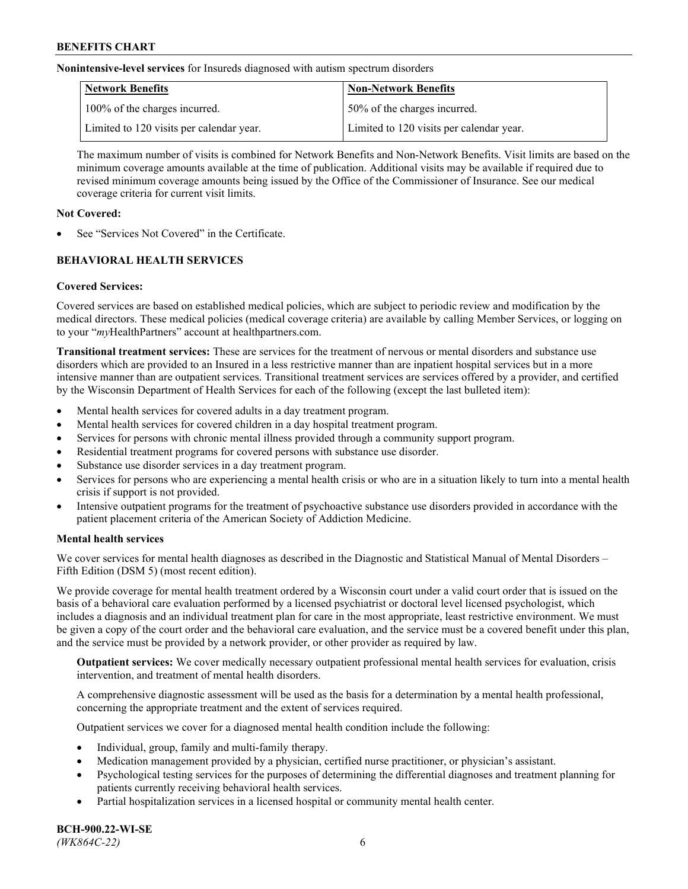**Nonintensive-level services** for Insureds diagnosed with autism spectrum disorders

| Network Benefits | Non-Network Benefits |
|---|---|
| 100% of the charges incurred. | 50% of the charges incurred. |
| Limited to 120 visits per calendar year. | Limited to 120 visits per calendar year. |

The maximum number of visits is combined for Network Benefits and Non-Network Benefits. Visit limits are based on the minimum coverage amounts available at the time of publication. Additional visits may be available if required due to revised minimum coverage amounts being issued by the Office of the Commissioner of Insurance. See our medical coverage criteria for current visit limits.

**Not Covered:**

- See "Services Not Covered" in the Certificate.

## BEHAVIORAL HEALTH SERVICES

**Covered Services:**

Covered services are based on established medical policies, which are subject to periodic review and modification by the medical directors. These medical policies (medical coverage criteria) are available by calling Member Services, or logging on to your "*my*HealthPartners" account at healthpartners.com.

**Transitional treatment services:** These are services for the treatment of nervous or mental disorders and substance use disorders which are provided to an Insured in a less restrictive manner than are inpatient hospital services but in a more intensive manner than are outpatient services. Transitional treatment services are services offered by a provider, and certified by the Wisconsin Department of Health Services for each of the following (except the last bulleted item):

- Mental health services for covered adults in a day treatment program.
- Mental health services for covered children in a day hospital treatment program.
- Services for persons with chronic mental illness provided through a community support program.
- Residential treatment programs for covered persons with substance use disorder.
- Substance use disorder services in a day treatment program.
- Services for persons who are experiencing a mental health crisis or who are in a situation likely to turn into a mental health crisis if support is not provided.
- Intensive outpatient programs for the treatment of psychoactive substance use disorders provided in accordance with the patient placement criteria of the American Society of Addiction Medicine.

**Mental health services**

We cover services for mental health diagnoses as described in the Diagnostic and Statistical Manual of Mental Disorders – Fifth Edition (DSM 5) (most recent edition).

We provide coverage for mental health treatment ordered by a Wisconsin court under a valid court order that is issued on the basis of a behavioral care evaluation performed by a licensed psychiatrist or doctoral level licensed psychologist, which includes a diagnosis and an individual treatment plan for care in the most appropriate, least restrictive environment. We must be given a copy of the court order and the behavioral care evaluation, and the service must be a covered benefit under this plan, and the service must be provided by a network provider, or other provider as required by law.

**Outpatient services:** We cover medically necessary outpatient professional mental health services for evaluation, crisis intervention, and treatment of mental health disorders.

A comprehensive diagnostic assessment will be used as the basis for a determination by a mental health professional, concerning the appropriate treatment and the extent of services required.

Outpatient services we cover for a diagnosed mental health condition include the following:

- Individual, group, family and multi-family therapy.
- Medication management provided by a physician, certified nurse practitioner, or physician's assistant.
- Psychological testing services for the purposes of determining the differential diagnoses and treatment planning for patients currently receiving behavioral health services.
- Partial hospitalization services in a licensed hospital or community mental health center.

**BCH-900.22-WI-SE**
*(WK864C-22)*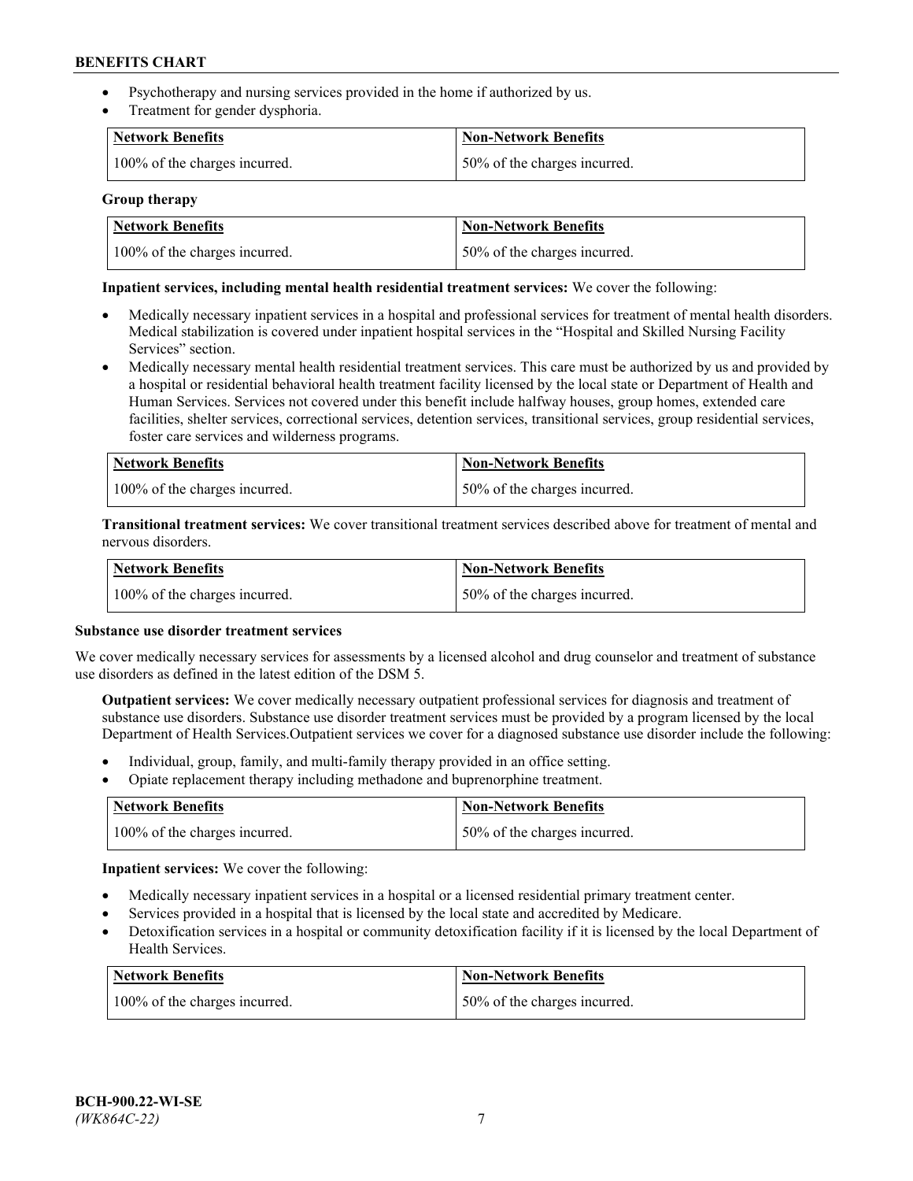- Psychotherapy and nursing services provided in the home if authorized by us.
- Treatment for gender dysphoria.

| Network Benefits | Non-Network Benefits |
| --- | --- |
| 100% of the charges incurred. | 50% of the charges incurred. |

**Group therapy**

| Network Benefits | Non-Network Benefits |
| --- | --- |
| 100% of the charges incurred. | 50% of the charges incurred. |

**Inpatient services, including mental health residential treatment services:** We cover the following:

- Medically necessary inpatient services in a hospital and professional services for treatment of mental health disorders. Medical stabilization is covered under inpatient hospital services in the "Hospital and Skilled Nursing Facility Services" section.
- Medically necessary mental health residential treatment services. This care must be authorized by us and provided by a hospital or residential behavioral health treatment facility licensed by the local state or Department of Health and Human Services. Services not covered under this benefit include halfway houses, group homes, extended care facilities, shelter services, correctional services, detention services, transitional services, group residential services, foster care services and wilderness programs.

| Network Benefits | Non-Network Benefits |
| --- | --- |
| 100% of the charges incurred. | 50% of the charges incurred. |

**Transitional treatment services:** We cover transitional treatment services described above for treatment of mental and nervous disorders.

| Network Benefits | Non-Network Benefits |
| --- | --- |
| 100% of the charges incurred. | 50% of the charges incurred. |

**Substance use disorder treatment services**

We cover medically necessary services for assessments by a licensed alcohol and drug counselor and treatment of substance use disorders as defined in the latest edition of the DSM 5.

**Outpatient services:** We cover medically necessary outpatient professional services for diagnosis and treatment of substance use disorders. Substance use disorder treatment services must be provided by a program licensed by the local Department of Health Services.Outpatient services we cover for a diagnosed substance use disorder include the following:

- Individual, group, family, and multi-family therapy provided in an office setting.
- Opiate replacement therapy including methadone and buprenorphine treatment.

| Network Benefits | Non-Network Benefits |
| --- | --- |
| 100% of the charges incurred. | 50% of the charges incurred. |

**Inpatient services:** We cover the following:

- Medically necessary inpatient services in a hospital or a licensed residential primary treatment center.
- Services provided in a hospital that is licensed by the local state and accredited by Medicare.
- Detoxification services in a hospital or community detoxification facility if it is licensed by the local Department of Health Services.

| Network Benefits | Non-Network Benefits |
| --- | --- |
| 100% of the charges incurred. | 50% of the charges incurred. |

BCH-900.22-WI-SE
*(WK864C-22)*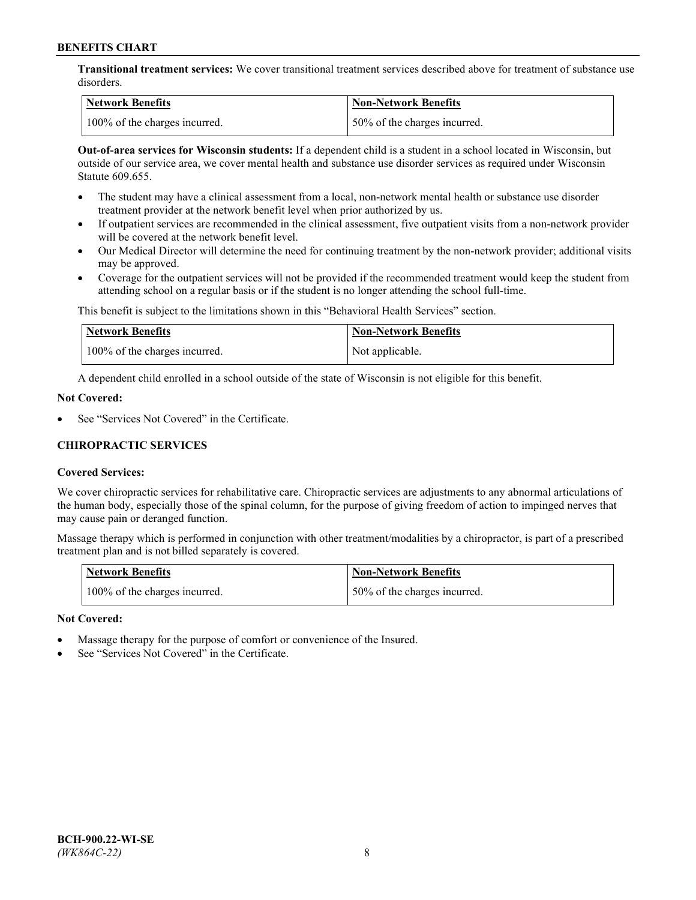**Transitional treatment services:** We cover transitional treatment services described above for treatment of substance use disorders.

| Network Benefits | Non-Network Benefits |
|---|---|
| 100% of the charges incurred. | 50% of the charges incurred. |

**Out-of-area services for Wisconsin students:** If a dependent child is a student in a school located in Wisconsin, but outside of our service area, we cover mental health and substance use disorder services as required under Wisconsin Statute 609.655.

- The student may have a clinical assessment from a local, non-network mental health or substance use disorder treatment provider at the network benefit level when prior authorized by us.
- If outpatient services are recommended in the clinical assessment, five outpatient visits from a non-network provider will be covered at the network benefit level.
- Our Medical Director will determine the need for continuing treatment by the non-network provider; additional visits may be approved.
- Coverage for the outpatient services will not be provided if the recommended treatment would keep the student from attending school on a regular basis or if the student is no longer attending the school full-time.

This benefit is subject to the limitations shown in this "Behavioral Health Services" section.

| Network Benefits | Non-Network Benefits |
|---|---|
| 100% of the charges incurred. | Not applicable. |

A dependent child enrolled in a school outside of the state of Wisconsin is not eligible for this benefit.

**Not Covered:**

- See "Services Not Covered" in the Certificate.

### CHIROPRACTIC SERVICES

**Covered Services:**

We cover chiropractic services for rehabilitative care. Chiropractic services are adjustments to any abnormal articulations of the human body, especially those of the spinal column, for the purpose of giving freedom of action to impinged nerves that may cause pain or deranged function.

Massage therapy which is performed in conjunction with other treatment/modalities by a chiropractor, is part of a prescribed treatment plan and is not billed separately is covered.

| Network Benefits | Non-Network Benefits |
|---|---|
| 100% of the charges incurred. | 50% of the charges incurred. |

**Not Covered:**

- Massage therapy for the purpose of comfort or convenience of the Insured.
- See "Services Not Covered" in the Certificate.

**BCH-900.22-WI-SE**
*(WK864C-22)*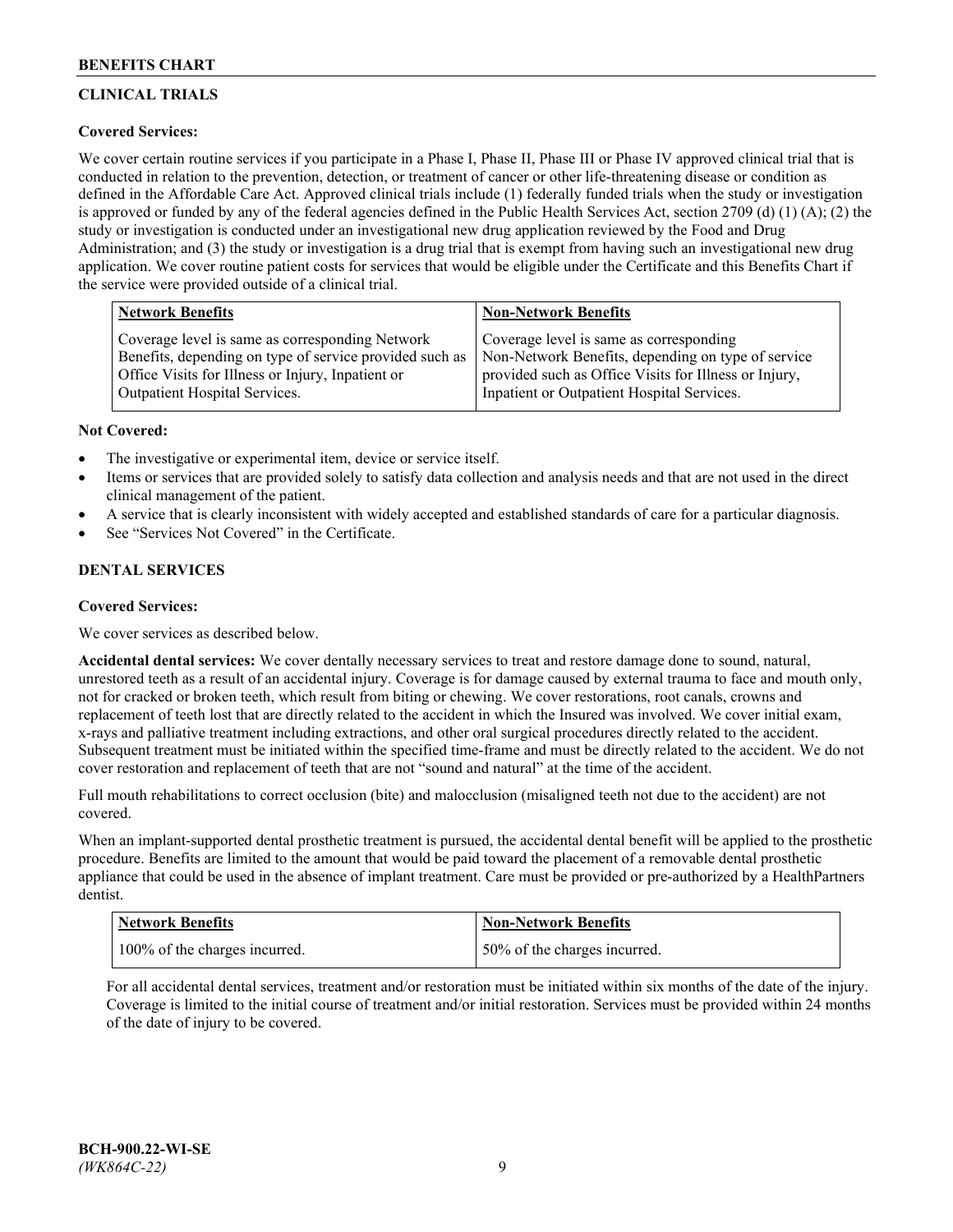## CLINICAL TRIALS

**Covered Services:**

We cover certain routine services if you participate in a Phase I, Phase II, Phase III or Phase IV approved clinical trial that is conducted in relation to the prevention, detection, or treatment of cancer or other life-threatening disease or condition as defined in the Affordable Care Act. Approved clinical trials include (1) federally funded trials when the study or investigation is approved or funded by any of the federal agencies defined in the Public Health Services Act, section 2709 (d) (1) (A); (2) the study or investigation is conducted under an investigational new drug application reviewed by the Food and Drug Administration; and (3) the study or investigation is a drug trial that is exempt from having such an investigational new drug application. We cover routine patient costs for services that would be eligible under the Certificate and this Benefits Chart if the service were provided outside of a clinical trial.

| Network Benefits | Non-Network Benefits |
| --- | --- |
| Coverage level is same as corresponding Network Benefits, depending on type of service provided such as Office Visits for Illness or Injury, Inpatient or Outpatient Hospital Services. | Coverage level is same as corresponding Non-Network Benefits, depending on type of service provided such as Office Visits for Illness or Injury, Inpatient or Outpatient Hospital Services. |

**Not Covered:**

- The investigative or experimental item, device or service itself.
- Items or services that are provided solely to satisfy data collection and analysis needs and that are not used in the direct clinical management of the patient.
- A service that is clearly inconsistent with widely accepted and established standards of care for a particular diagnosis.
- See "Services Not Covered" in the Certificate.

## DENTAL SERVICES

**Covered Services:**

We cover services as described below.

**Accidental dental services:** We cover dentally necessary services to treat and restore damage done to sound, natural, unrestored teeth as a result of an accidental injury. Coverage is for damage caused by external trauma to face and mouth only, not for cracked or broken teeth, which result from biting or chewing. We cover restorations, root canals, crowns and replacement of teeth lost that are directly related to the accident in which the Insured was involved. We cover initial exam, x-rays and palliative treatment including extractions, and other oral surgical procedures directly related to the accident. Subsequent treatment must be initiated within the specified time-frame and must be directly related to the accident. We do not cover restoration and replacement of teeth that are not "sound and natural" at the time of the accident.

Full mouth rehabilitations to correct occlusion (bite) and malocclusion (misaligned teeth not due to the accident) are not covered.

When an implant-supported dental prosthetic treatment is pursued, the accidental dental benefit will be applied to the prosthetic procedure. Benefits are limited to the amount that would be paid toward the placement of a removable dental prosthetic appliance that could be used in the absence of implant treatment. Care must be provided or pre-authorized by a HealthPartners dentist.

| Network Benefits | Non-Network Benefits |
| --- | --- |
| 100% of the charges incurred. | 50% of the charges incurred. |

For all accidental dental services, treatment and/or restoration must be initiated within six months of the date of the injury. Coverage is limited to the initial course of treatment and/or initial restoration. Services must be provided within 24 months of the date of injury to be covered.

BCH-900.22-WI-SE
*(WK864C-22)*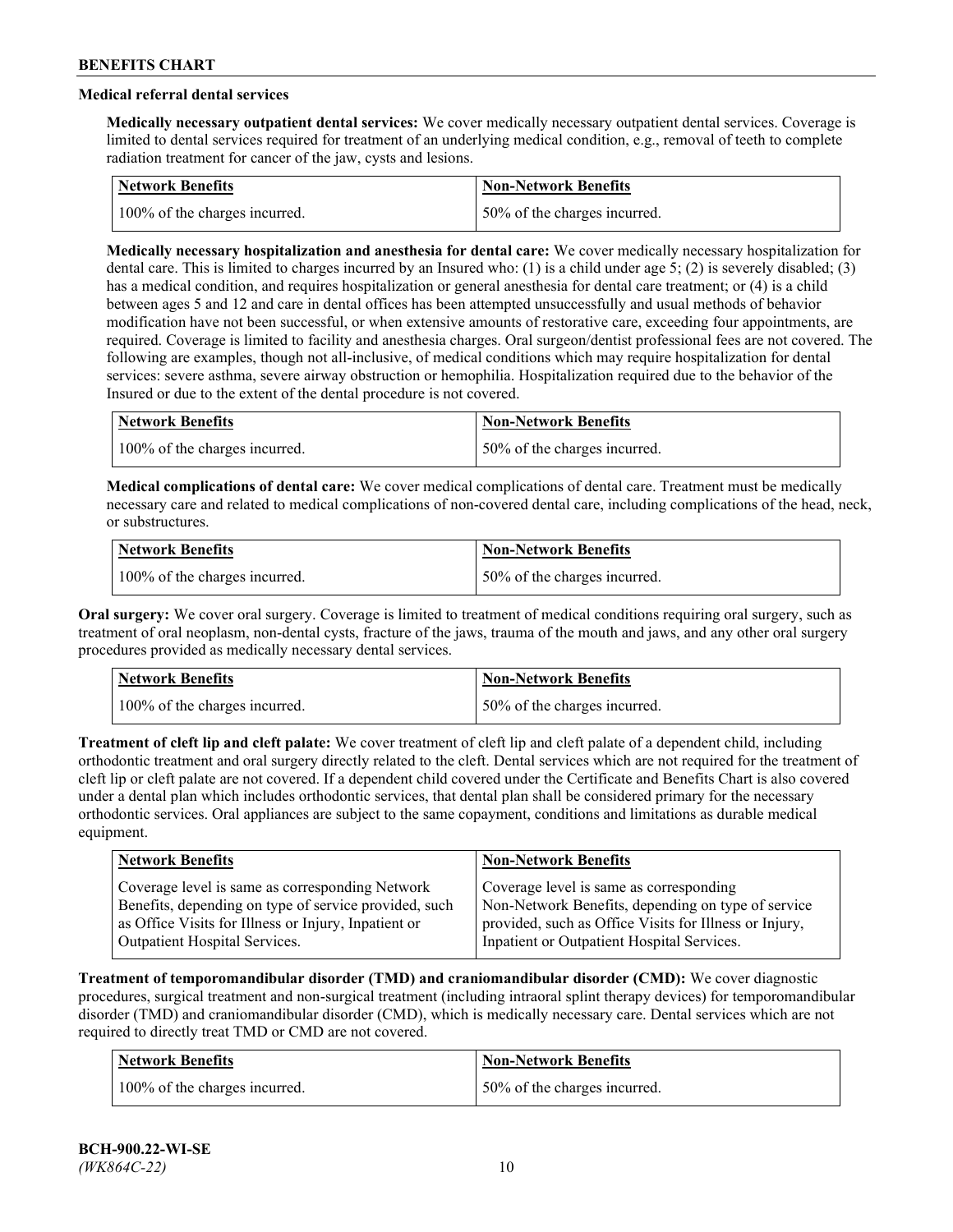### Medical referral dental services

**Medically necessary outpatient dental services:** We cover medically necessary outpatient dental services. Coverage is limited to dental services required for treatment of an underlying medical condition, e.g., removal of teeth to complete radiation treatment for cancer of the jaw, cysts and lesions.

| Network Benefits | Non-Network Benefits |
|---|---|
| 100% of the charges incurred. | 50% of the charges incurred. |

**Medically necessary hospitalization and anesthesia for dental care:** We cover medically necessary hospitalization for dental care. This is limited to charges incurred by an Insured who: (1) is a child under age 5; (2) is severely disabled; (3) has a medical condition, and requires hospitalization or general anesthesia for dental care treatment; or (4) is a child between ages 5 and 12 and care in dental offices has been attempted unsuccessfully and usual methods of behavior modification have not been successful, or when extensive amounts of restorative care, exceeding four appointments, are required. Coverage is limited to facility and anesthesia charges. Oral surgeon/dentist professional fees are not covered. The following are examples, though not all-inclusive, of medical conditions which may require hospitalization for dental services: severe asthma, severe airway obstruction or hemophilia. Hospitalization required due to the behavior of the Insured or due to the extent of the dental procedure is not covered.

| Network Benefits | Non-Network Benefits |
|---|---|
| 100% of the charges incurred. | 50% of the charges incurred. |

**Medical complications of dental care:** We cover medical complications of dental care. Treatment must be medically necessary care and related to medical complications of non-covered dental care, including complications of the head, neck, or substructures.

| Network Benefits | Non-Network Benefits |
|---|---|
| 100% of the charges incurred. | 50% of the charges incurred. |

**Oral surgery:** We cover oral surgery. Coverage is limited to treatment of medical conditions requiring oral surgery, such as treatment of oral neoplasm, non-dental cysts, fracture of the jaws, trauma of the mouth and jaws, and any other oral surgery procedures provided as medically necessary dental services.

| Network Benefits | Non-Network Benefits |
|---|---|
| 100% of the charges incurred. | 50% of the charges incurred. |

**Treatment of cleft lip and cleft palate:** We cover treatment of cleft lip and cleft palate of a dependent child, including orthodontic treatment and oral surgery directly related to the cleft. Dental services which are not required for the treatment of cleft lip or cleft palate are not covered. If a dependent child covered under the Certificate and Benefits Chart is also covered under a dental plan which includes orthodontic services, that dental plan shall be considered primary for the necessary orthodontic services. Oral appliances are subject to the same copayment, conditions and limitations as durable medical equipment.

| Network Benefits | Non-Network Benefits |
|---|---|
| Coverage level is same as corresponding Network Benefits, depending on type of service provided, such as Office Visits for Illness or Injury, Inpatient or Outpatient Hospital Services. | Coverage level is same as corresponding Non-Network Benefits, depending on type of service provided, such as Office Visits for Illness or Injury, Inpatient or Outpatient Hospital Services. |

**Treatment of temporomandibular disorder (TMD) and craniomandibular disorder (CMD):** We cover diagnostic procedures, surgical treatment and non-surgical treatment (including intraoral splint therapy devices) for temporomandibular disorder (TMD) and craniomandibular disorder (CMD), which is medically necessary care. Dental services which are not required to directly treat TMD or CMD are not covered.

| Network Benefits | Non-Network Benefits |
|---|---|
| 100% of the charges incurred. | 50% of the charges incurred. |

BCH-900.22-WI-SE
*(WK864C-22)*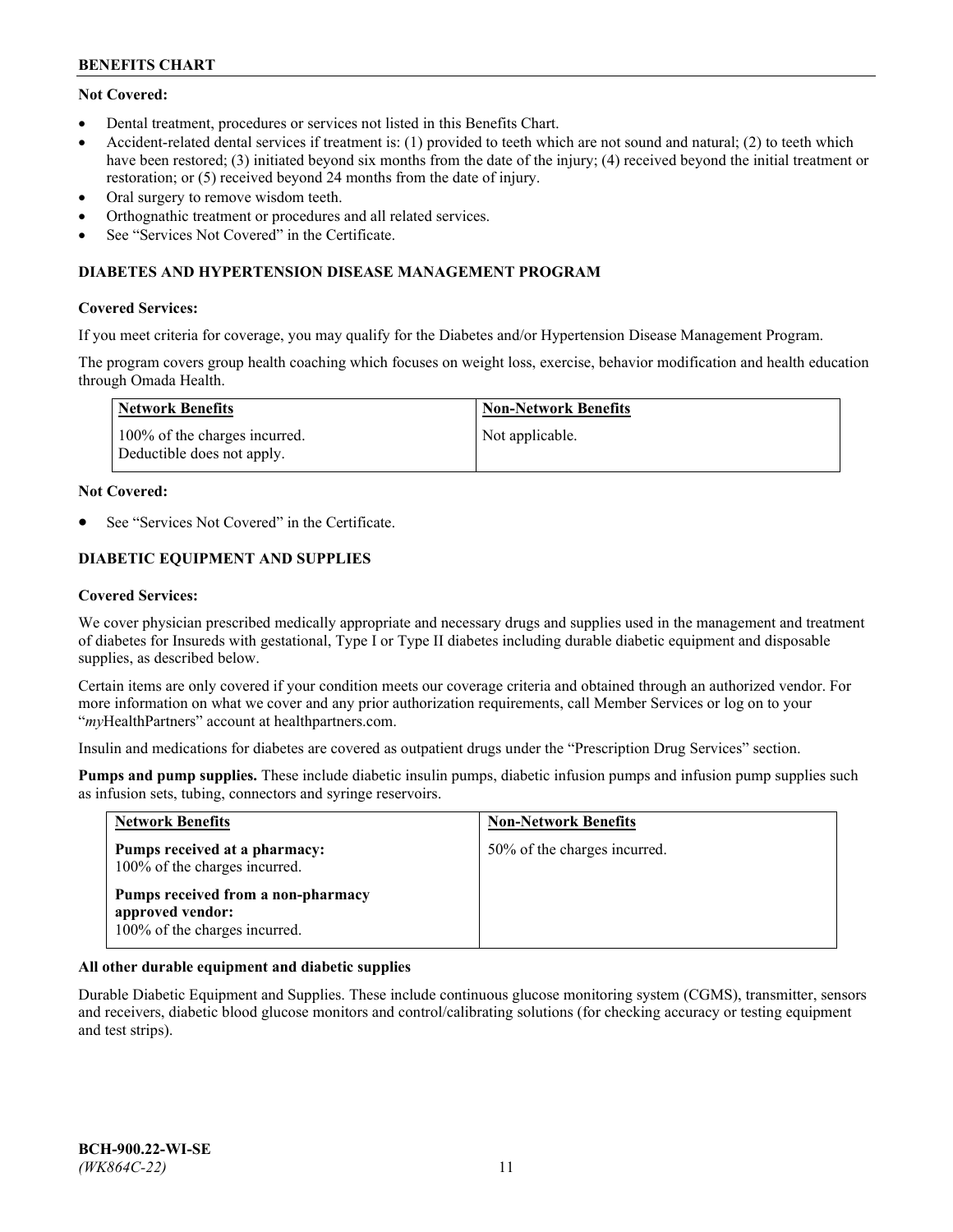**Not Covered:**

- Dental treatment, procedures or services not listed in this Benefits Chart.
- Accident-related dental services if treatment is: (1) provided to teeth which are not sound and natural; (2) to teeth which have been restored; (3) initiated beyond six months from the date of the injury; (4) received beyond the initial treatment or restoration; or (5) received beyond 24 months from the date of injury.
- Oral surgery to remove wisdom teeth.
- Orthognathic treatment or procedures and all related services.
- See "Services Not Covered" in the Certificate.

### DIABETES AND HYPERTENSION DISEASE MANAGEMENT PROGRAM

**Covered Services:**

If you meet criteria for coverage, you may qualify for the Diabetes and/or Hypertension Disease Management Program.

The program covers group health coaching which focuses on weight loss, exercise, behavior modification and health education through Omada Health.

| Network Benefits | Non-Network Benefits |
| --- | --- |
| 100% of the charges incurred.<br>Deductible does not apply. | Not applicable. |

**Not Covered:**

- See "Services Not Covered" in the Certificate.

### DIABETIC EQUIPMENT AND SUPPLIES

**Covered Services:**

We cover physician prescribed medically appropriate and necessary drugs and supplies used in the management and treatment of diabetes for Insureds with gestational, Type I or Type II diabetes including durable diabetic equipment and disposable supplies, as described below.

Certain items are only covered if your condition meets our coverage criteria and obtained through an authorized vendor. For more information on what we cover and any prior authorization requirements, call Member Services or log on to your "*my*HealthPartners" account at healthpartners.com.

Insulin and medications for diabetes are covered as outpatient drugs under the "Prescription Drug Services" section.

**Pumps and pump supplies.** These include diabetic insulin pumps, diabetic infusion pumps and infusion pump supplies such as infusion sets, tubing, connectors and syringe reservoirs.

| Network Benefits | Non-Network Benefits |
| --- | --- |
| **Pumps received at a pharmacy:**<br>100% of the charges incurred.<br><br>**Pumps received from a non-pharmacy approved vendor:**<br>100% of the charges incurred. | 50% of the charges incurred. |

**All other durable equipment and diabetic supplies**

Durable Diabetic Equipment and Supplies. These include continuous glucose monitoring system (CGMS), transmitter, sensors and receivers, diabetic blood glucose monitors and control/calibrating solutions (for checking accuracy or testing equipment and test strips).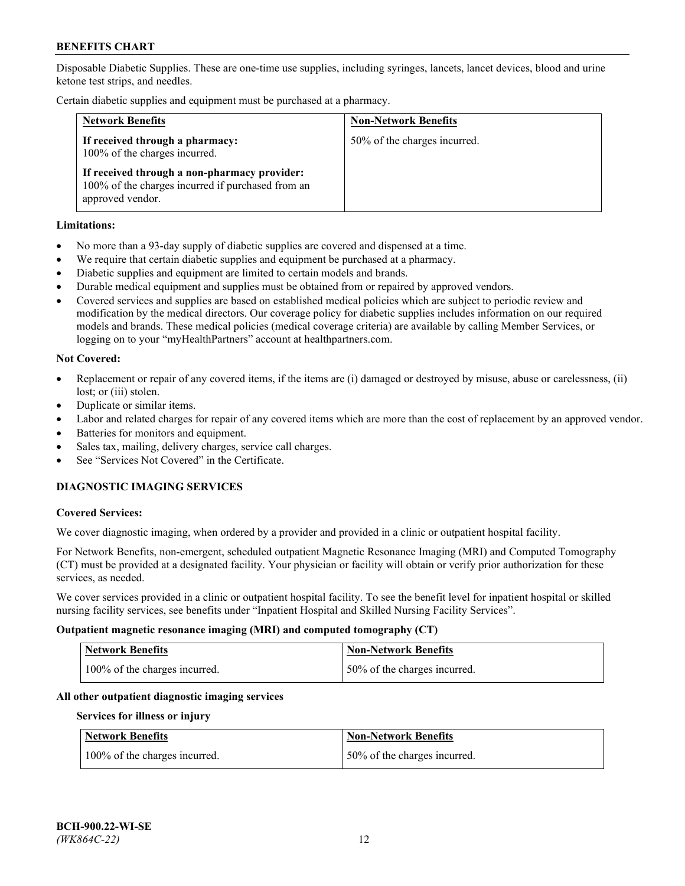Disposable Diabetic Supplies. These are one-time use supplies, including syringes, lancets, lancet devices, blood and urine ketone test strips, and needles.

Certain diabetic supplies and equipment must be purchased at a pharmacy.

| Network Benefits | Non-Network Benefits |
|---|---|
| **If received through a pharmacy:** 100% of the charges incurred.<br><br>**If received through a non-pharmacy provider:** 100% of the charges incurred if purchased from an approved vendor. | 50% of the charges incurred. |

**Limitations:**

- No more than a 93-day supply of diabetic supplies are covered and dispensed at a time.
- We require that certain diabetic supplies and equipment be purchased at a pharmacy.
- Diabetic supplies and equipment are limited to certain models and brands.
- Durable medical equipment and supplies must be obtained from or repaired by approved vendors.
- Covered services and supplies are based on established medical policies which are subject to periodic review and modification by the medical directors. Our coverage policy for diabetic supplies includes information on our required models and brands. These medical policies (medical coverage criteria) are available by calling Member Services, or logging on to your "myHealthPartners" account at healthpartners.com.

**Not Covered:**

- Replacement or repair of any covered items, if the items are (i) damaged or destroyed by misuse, abuse or carelessness, (ii) lost; or (iii) stolen.
- Duplicate or similar items.
- Labor and related charges for repair of any covered items which are more than the cost of replacement by an approved vendor.
- Batteries for monitors and equipment.
- Sales tax, mailing, delivery charges, service call charges.
- See "Services Not Covered" in the Certificate.

## DIAGNOSTIC IMAGING SERVICES

**Covered Services:**

We cover diagnostic imaging, when ordered by a provider and provided in a clinic or outpatient hospital facility.

For Network Benefits, non-emergent, scheduled outpatient Magnetic Resonance Imaging (MRI) and Computed Tomography (CT) must be provided at a designated facility. Your physician or facility will obtain or verify prior authorization for these services, as needed.

We cover services provided in a clinic or outpatient hospital facility. To see the benefit level for inpatient hospital or skilled nursing facility services, see benefits under "Inpatient Hospital and Skilled Nursing Facility Services".

**Outpatient magnetic resonance imaging (MRI) and computed tomography (CT)**

| Network Benefits | Non-Network Benefits |
|---|---|
| 100% of the charges incurred. | 50% of the charges incurred. |

**All other outpatient diagnostic imaging services**

**Services for illness or injury**

| Network Benefits | Non-Network Benefits |
|---|---|
| 100% of the charges incurred. | 50% of the charges incurred. |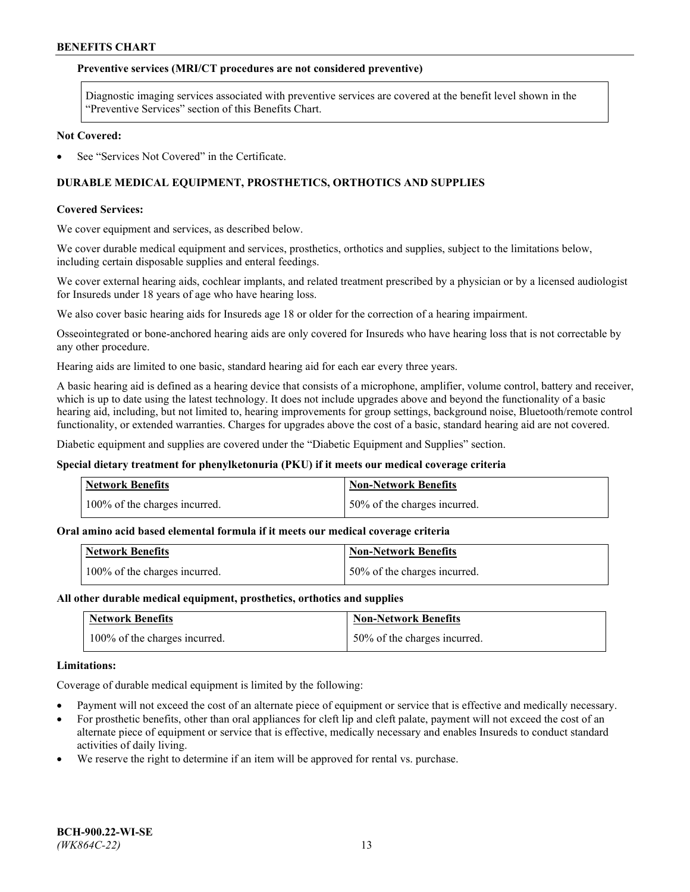**Preventive services (MRI/CT procedures are not considered preventive)**

| Diagnostic imaging services associated with preventive services are covered at the benefit level shown in the "Preventive Services" section of this Benefits Chart. |
|---|

**Not Covered:**

- See "Services Not Covered" in the Certificate.

## DURABLE MEDICAL EQUIPMENT, PROSTHETICS, ORTHOTICS AND SUPPLIES

**Covered Services:**

We cover equipment and services, as described below.

We cover durable medical equipment and services, prosthetics, orthotics and supplies, subject to the limitations below, including certain disposable supplies and enteral feedings.

We cover external hearing aids, cochlear implants, and related treatment prescribed by a physician or by a licensed audiologist for Insureds under 18 years of age who have hearing loss.

We also cover basic hearing aids for Insureds age 18 or older for the correction of a hearing impairment.

Osseointegrated or bone-anchored hearing aids are only covered for Insureds who have hearing loss that is not correctable by any other procedure.

Hearing aids are limited to one basic, standard hearing aid for each ear every three years.

A basic hearing aid is defined as a hearing device that consists of a microphone, amplifier, volume control, battery and receiver, which is up to date using the latest technology. It does not include upgrades above and beyond the functionality of a basic hearing aid, including, but not limited to, hearing improvements for group settings, background noise, Bluetooth/remote control functionality, or extended warranties. Charges for upgrades above the cost of a basic, standard hearing aid are not covered.

Diabetic equipment and supplies are covered under the "Diabetic Equipment and Supplies" section.

**Special dietary treatment for phenylketonuria (PKU) if it meets our medical coverage criteria**

| Network Benefits | Non-Network Benefits |
|---|---|
| 100% of the charges incurred. | 50% of the charges incurred. |

**Oral amino acid based elemental formula if it meets our medical coverage criteria**

| Network Benefits | Non-Network Benefits |
|---|---|
| 100% of the charges incurred. | 50% of the charges incurred. |

**All other durable medical equipment, prosthetics, orthotics and supplies**

| Network Benefits | Non-Network Benefits |
|---|---|
| 100% of the charges incurred. | 50% of the charges incurred. |

**Limitations:**

Coverage of durable medical equipment is limited by the following:

- Payment will not exceed the cost of an alternate piece of equipment or service that is effective and medically necessary.
- For prosthetic benefits, other than oral appliances for cleft lip and cleft palate, payment will not exceed the cost of an alternate piece of equipment or service that is effective, medically necessary and enables Insureds to conduct standard activities of daily living.
- We reserve the right to determine if an item will be approved for rental vs. purchase.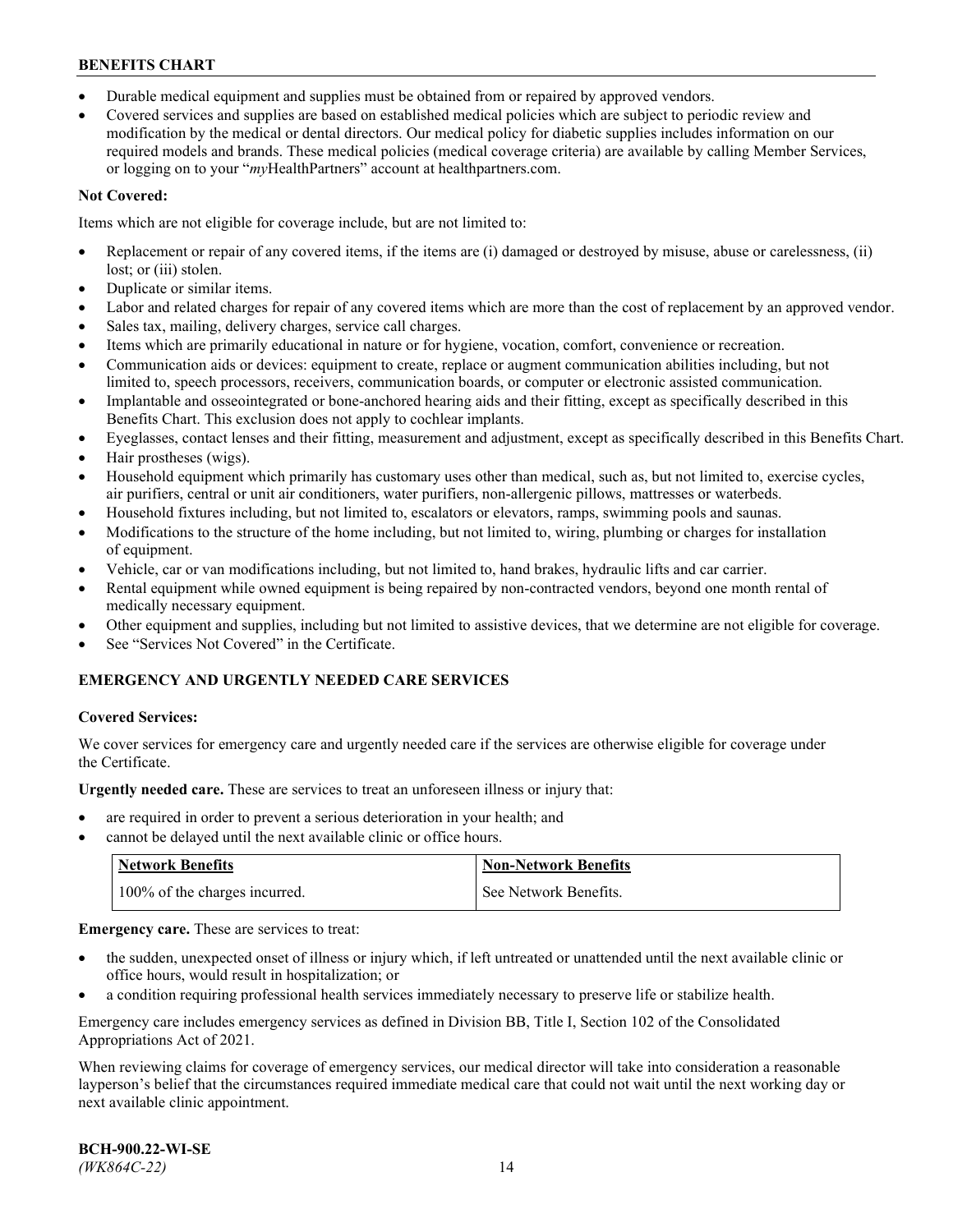- Durable medical equipment and supplies must be obtained from or repaired by approved vendors.
- Covered services and supplies are based on established medical policies which are subject to periodic review and modification by the medical or dental directors. Our medical policy for diabetic supplies includes information on our required models and brands. These medical policies (medical coverage criteria) are available by calling Member Services, or logging on to your "*my*HealthPartners" account at healthpartners.com.

**Not Covered:**

Items which are not eligible for coverage include, but are not limited to:

- Replacement or repair of any covered items, if the items are (i) damaged or destroyed by misuse, abuse or carelessness, (ii) lost; or (iii) stolen.
- Duplicate or similar items.
- Labor and related charges for repair of any covered items which are more than the cost of replacement by an approved vendor.
- Sales tax, mailing, delivery charges, service call charges.
- Items which are primarily educational in nature or for hygiene, vocation, comfort, convenience or recreation.
- Communication aids or devices: equipment to create, replace or augment communication abilities including, but not limited to, speech processors, receivers, communication boards, or computer or electronic assisted communication.
- Implantable and osseointegrated or bone-anchored hearing aids and their fitting, except as specifically described in this Benefits Chart. This exclusion does not apply to cochlear implants.
- Eyeglasses, contact lenses and their fitting, measurement and adjustment, except as specifically described in this Benefits Chart.
- Hair prostheses (wigs).
- Household equipment which primarily has customary uses other than medical, such as, but not limited to, exercise cycles, air purifiers, central or unit air conditioners, water purifiers, non-allergenic pillows, mattresses or waterbeds.
- Household fixtures including, but not limited to, escalators or elevators, ramps, swimming pools and saunas.
- Modifications to the structure of the home including, but not limited to, wiring, plumbing or charges for installation of equipment.
- Vehicle, car or van modifications including, but not limited to, hand brakes, hydraulic lifts and car carrier.
- Rental equipment while owned equipment is being repaired by non-contracted vendors, beyond one month rental of medically necessary equipment.
- Other equipment and supplies, including but not limited to assistive devices, that we determine are not eligible for coverage.
- See "Services Not Covered" in the Certificate.

## EMERGENCY AND URGENTLY NEEDED CARE SERVICES

**Covered Services:**

We cover services for emergency care and urgently needed care if the services are otherwise eligible for coverage under the Certificate.

**Urgently needed care.** These are services to treat an unforeseen illness or injury that:

- are required in order to prevent a serious deterioration in your health; and
- cannot be delayed until the next available clinic or office hours.

| Network Benefits | Non-Network Benefits |
| --- | --- |
| 100% of the charges incurred. | See Network Benefits. |

**Emergency care.** These are services to treat:

- the sudden, unexpected onset of illness or injury which, if left untreated or unattended until the next available clinic or office hours, would result in hospitalization; or
- a condition requiring professional health services immediately necessary to preserve life or stabilize health.

Emergency care includes emergency services as defined in Division BB, Title I, Section 102 of the Consolidated Appropriations Act of 2021.

When reviewing claims for coverage of emergency services, our medical director will take into consideration a reasonable layperson's belief that the circumstances required immediate medical care that could not wait until the next working day or next available clinic appointment.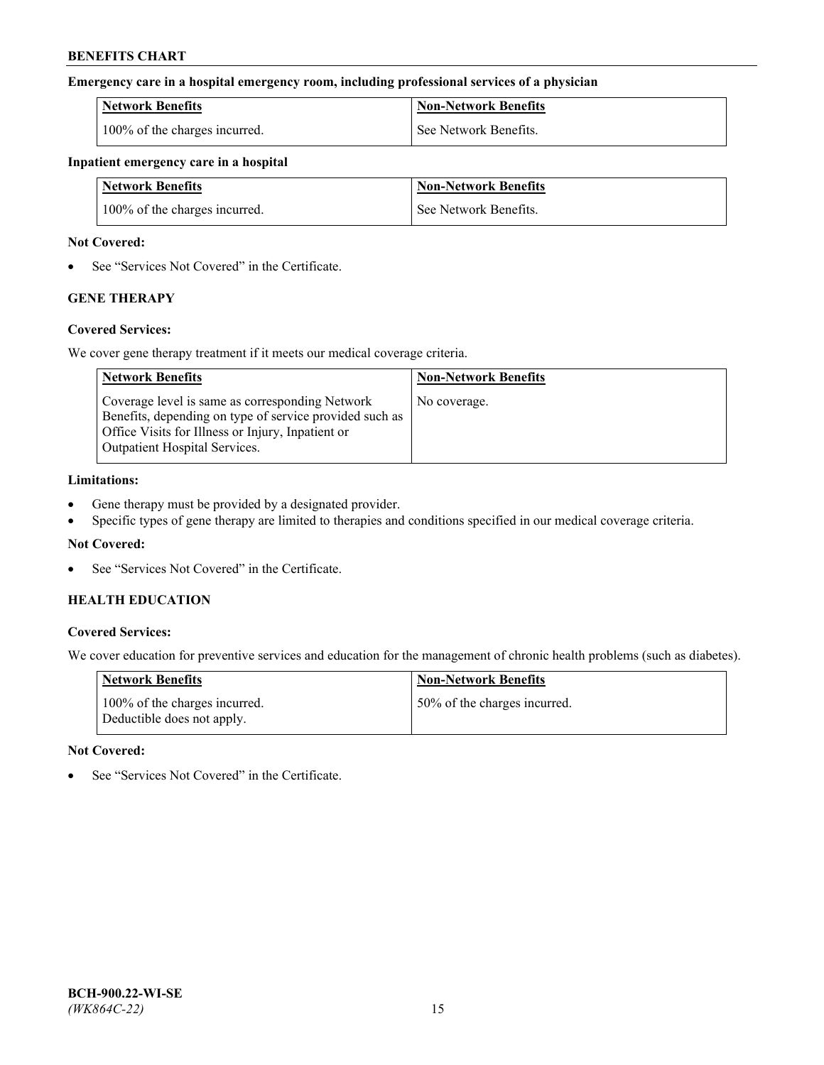**Emergency care in a hospital emergency room, including professional services of a physician**

| Network Benefits | Non-Network Benefits |
|---|---|
| 100% of the charges incurred. | See Network Benefits. |

**Inpatient emergency care in a hospital**

| Network Benefits | Non-Network Benefits |
|---|---|
| 100% of the charges incurred. | See Network Benefits. |

**Not Covered:**

- See "Services Not Covered" in the Certificate.

## GENE THERAPY

**Covered Services:**

We cover gene therapy treatment if it meets our medical coverage criteria.

| Network Benefits | Non-Network Benefits |
|---|---|
| Coverage level is same as corresponding Network Benefits, depending on type of service provided such as Office Visits for Illness or Injury, Inpatient or Outpatient Hospital Services. | No coverage. |

**Limitations:**

- Gene therapy must be provided by a designated provider.
- Specific types of gene therapy are limited to therapies and conditions specified in our medical coverage criteria.

**Not Covered:**

- See "Services Not Covered" in the Certificate.

## HEALTH EDUCATION

**Covered Services:**

We cover education for preventive services and education for the management of chronic health problems (such as diabetes).

| Network Benefits | Non-Network Benefits |
|---|---|
| 100% of the charges incurred. Deductible does not apply. | 50% of the charges incurred. |

**Not Covered:**

- See "Services Not Covered" in the Certificate.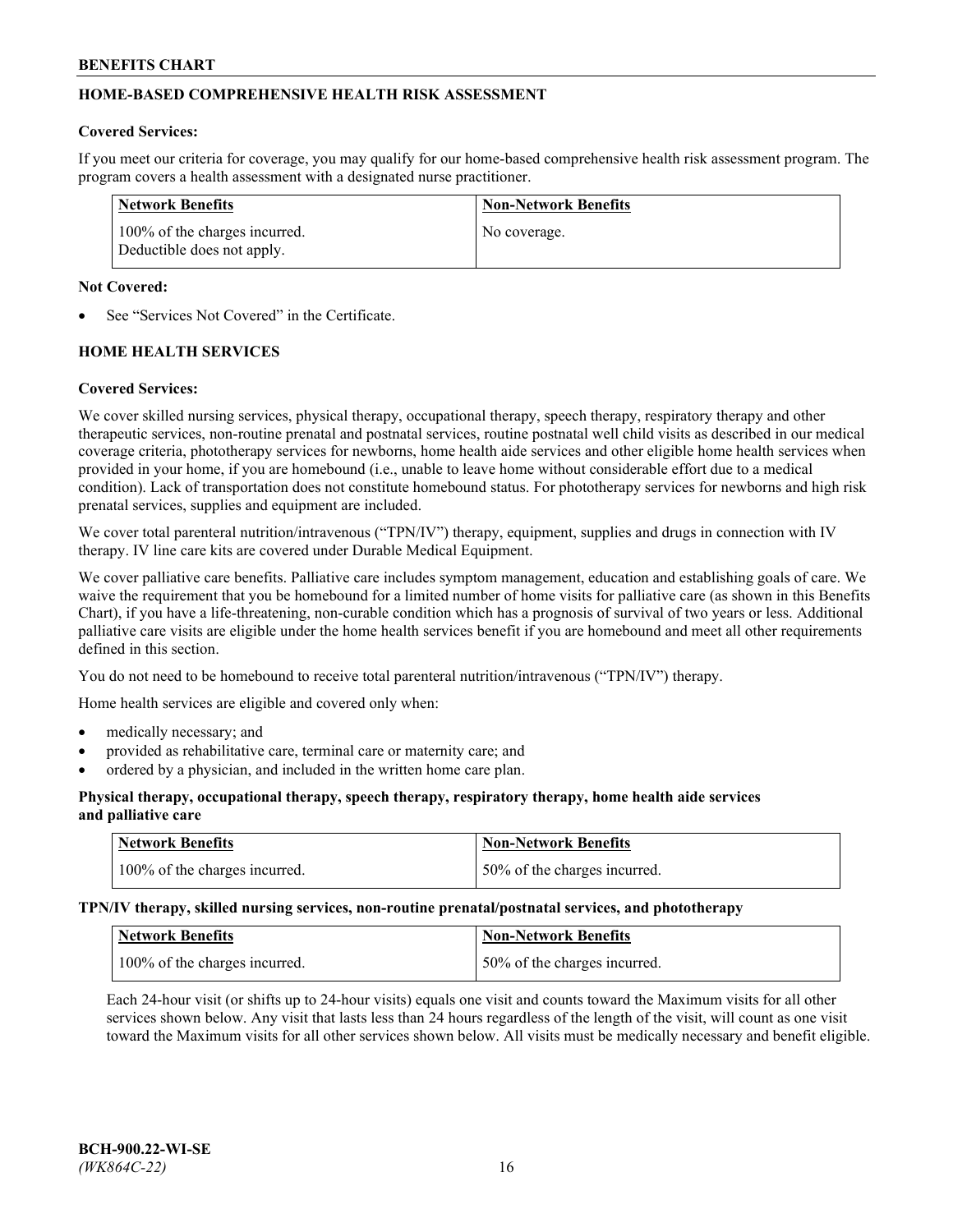## HOME-BASED COMPREHENSIVE HEALTH RISK ASSESSMENT

**Covered Services:**

If you meet our criteria for coverage, you may qualify for our home-based comprehensive health risk assessment program. The program covers a health assessment with a designated nurse practitioner.

| Network Benefits | Non-Network Benefits |
|---|---|
| 100% of the charges incurred. Deductible does not apply. | No coverage. |

**Not Covered:**

- See "Services Not Covered" in the Certificate.

## HOME HEALTH SERVICES

**Covered Services:**

We cover skilled nursing services, physical therapy, occupational therapy, speech therapy, respiratory therapy and other therapeutic services, non-routine prenatal and postnatal services, routine postnatal well child visits as described in our medical coverage criteria, phototherapy services for newborns, home health aide services and other eligible home health services when provided in your home, if you are homebound (i.e., unable to leave home without considerable effort due to a medical condition). Lack of transportation does not constitute homebound status. For phototherapy services for newborns and high risk prenatal services, supplies and equipment are included.

We cover total parenteral nutrition/intravenous ("TPN/IV") therapy, equipment, supplies and drugs in connection with IV therapy. IV line care kits are covered under Durable Medical Equipment.

We cover palliative care benefits. Palliative care includes symptom management, education and establishing goals of care. We waive the requirement that you be homebound for a limited number of home visits for palliative care (as shown in this Benefits Chart), if you have a life-threatening, non-curable condition which has a prognosis of survival of two years or less. Additional palliative care visits are eligible under the home health services benefit if you are homebound and meet all other requirements defined in this section.

You do not need to be homebound to receive total parenteral nutrition/intravenous ("TPN/IV") therapy.

Home health services are eligible and covered only when:

- medically necessary; and
- provided as rehabilitative care, terminal care or maternity care; and
- ordered by a physician, and included in the written home care plan.

**Physical therapy, occupational therapy, speech therapy, respiratory therapy, home health aide services and palliative care**

| Network Benefits | Non-Network Benefits |
|---|---|
| 100% of the charges incurred. | 50% of the charges incurred. |

**TPN/IV therapy, skilled nursing services, non-routine prenatal/postnatal services, and phototherapy**

| Network Benefits | Non-Network Benefits |
|---|---|
| 100% of the charges incurred. | 50% of the charges incurred. |

Each 24-hour visit (or shifts up to 24-hour visits) equals one visit and counts toward the Maximum visits for all other services shown below. Any visit that lasts less than 24 hours regardless of the length of the visit, will count as one visit toward the Maximum visits for all other services shown below. All visits must be medically necessary and benefit eligible.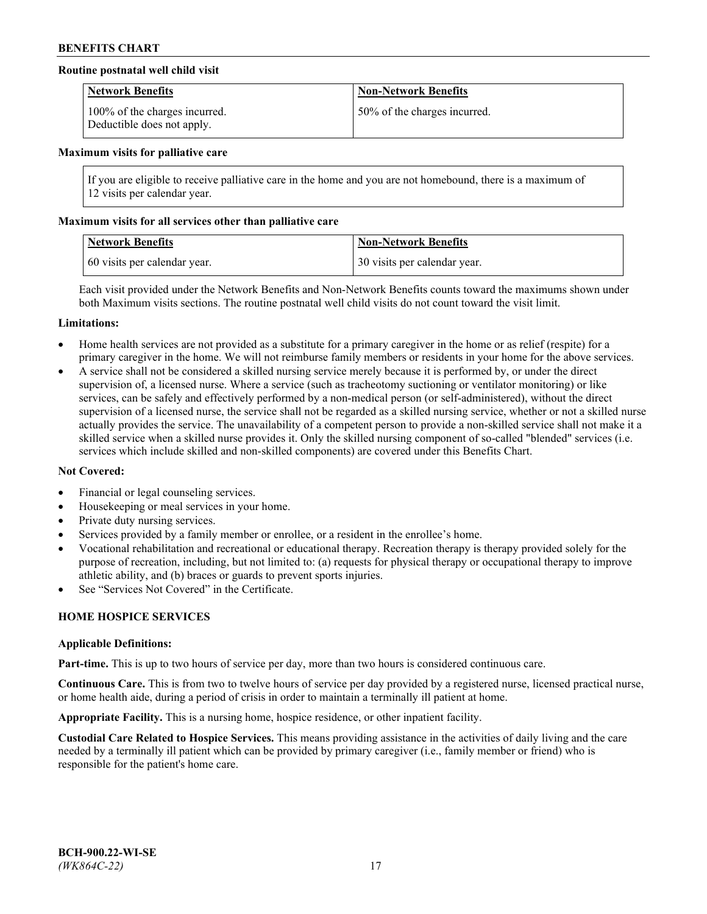**Routine postnatal well child visit**

| Network Benefits | Non-Network Benefits |
| --- | --- |
| 100% of the charges incurred. Deductible does not apply. | 50% of the charges incurred. |

**Maximum visits for palliative care**

If you are eligible to receive palliative care in the home and you are not homebound, there is a maximum of 12 visits per calendar year.

**Maximum visits for all services other than palliative care**

| Network Benefits | Non-Network Benefits |
| --- | --- |
| 60 visits per calendar year. | 30 visits per calendar year. |

Each visit provided under the Network Benefits and Non-Network Benefits counts toward the maximums shown under both Maximum visits sections. The routine postnatal well child visits do not count toward the visit limit.

**Limitations:**

- Home health services are not provided as a substitute for a primary caregiver in the home or as relief (respite) for a primary caregiver in the home. We will not reimburse family members or residents in your home for the above services.
- A service shall not be considered a skilled nursing service merely because it is performed by, or under the direct supervision of, a licensed nurse. Where a service (such as tracheotomy suctioning or ventilator monitoring) or like services, can be safely and effectively performed by a non-medical person (or self-administered), without the direct supervision of a licensed nurse, the service shall not be regarded as a skilled nursing service, whether or not a skilled nurse actually provides the service. The unavailability of a competent person to provide a non-skilled service shall not make it a skilled service when a skilled nurse provides it. Only the skilled nursing component of so-called "blended" services (i.e. services which include skilled and non-skilled components) are covered under this Benefits Chart.

**Not Covered:**

- Financial or legal counseling services.
- Housekeeping or meal services in your home.
- Private duty nursing services.
- Services provided by a family member or enrollee, or a resident in the enrollee's home.
- Vocational rehabilitation and recreational or educational therapy. Recreation therapy is therapy provided solely for the purpose of recreation, including, but not limited to: (a) requests for physical therapy or occupational therapy to improve athletic ability, and (b) braces or guards to prevent sports injuries.
- See "Services Not Covered" in the Certificate.

## HOME HOSPICE SERVICES

**Applicable Definitions:**

**Part-time.** This is up to two hours of service per day, more than two hours is considered continuous care.

**Continuous Care.** This is from two to twelve hours of service per day provided by a registered nurse, licensed practical nurse, or home health aide, during a period of crisis in order to maintain a terminally ill patient at home.

**Appropriate Facility.** This is a nursing home, hospice residence, or other inpatient facility.

**Custodial Care Related to Hospice Services.** This means providing assistance in the activities of daily living and the care needed by a terminally ill patient which can be provided by primary caregiver (i.e., family member or friend) who is responsible for the patient's home care.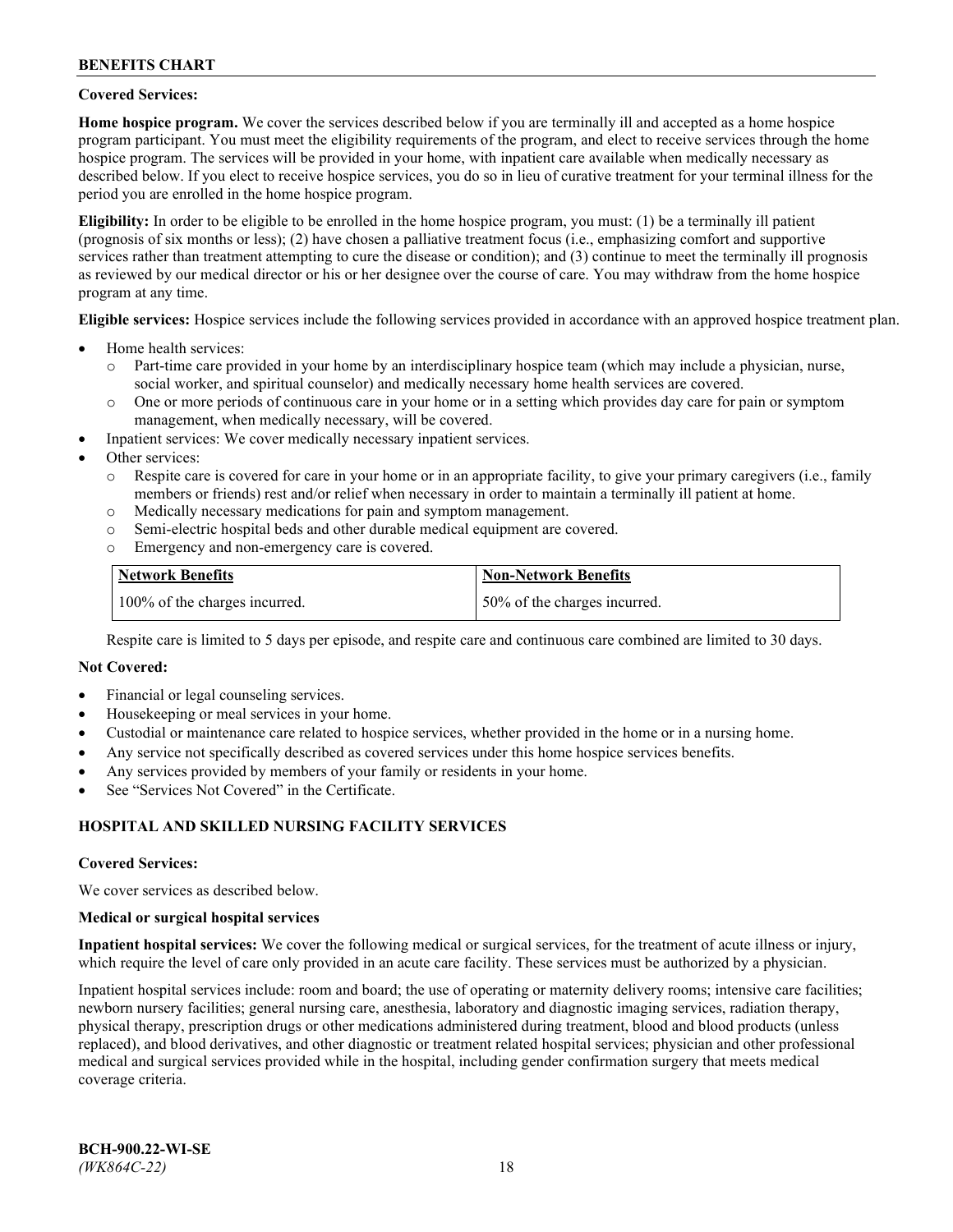**Covered Services:**

**Home hospice program.** We cover the services described below if you are terminally ill and accepted as a home hospice program participant. You must meet the eligibility requirements of the program, and elect to receive services through the home hospice program. The services will be provided in your home, with inpatient care available when medically necessary as described below. If you elect to receive hospice services, you do so in lieu of curative treatment for your terminal illness for the period you are enrolled in the home hospice program.

**Eligibility:** In order to be eligible to be enrolled in the home hospice program, you must: (1) be a terminally ill patient (prognosis of six months or less); (2) have chosen a palliative treatment focus (i.e., emphasizing comfort and supportive services rather than treatment attempting to cure the disease or condition); and (3) continue to meet the terminally ill prognosis as reviewed by our medical director or his or her designee over the course of care. You may withdraw from the home hospice program at any time.

**Eligible services:** Hospice services include the following services provided in accordance with an approved hospice treatment plan.

- Home health services:
  - Part-time care provided in your home by an interdisciplinary hospice team (which may include a physician, nurse, social worker, and spiritual counselor) and medically necessary home health services are covered.
  - One or more periods of continuous care in your home or in a setting which provides day care for pain or symptom management, when medically necessary, will be covered.
- Inpatient services: We cover medically necessary inpatient services.
- Other services:
  - Respite care is covered for care in your home or in an appropriate facility, to give your primary caregivers (i.e., family members or friends) rest and/or relief when necessary in order to maintain a terminally ill patient at home.
  - Medically necessary medications for pain and symptom management.
  - Semi-electric hospital beds and other durable medical equipment are covered.
  - Emergency and non-emergency care is covered.

| Network Benefits | Non-Network Benefits |
| --- | --- |
| 100% of the charges incurred. | 50% of the charges incurred. |

Respite care is limited to 5 days per episode, and respite care and continuous care combined are limited to 30 days.

**Not Covered:**

- Financial or legal counseling services.
- Housekeeping or meal services in your home.
- Custodial or maintenance care related to hospice services, whether provided in the home or in a nursing home.
- Any service not specifically described as covered services under this home hospice services benefits.
- Any services provided by members of your family or residents in your home.
- See "Services Not Covered" in the Certificate.

## HOSPITAL AND SKILLED NURSING FACILITY SERVICES

**Covered Services:**

We cover services as described below.

**Medical or surgical hospital services**

**Inpatient hospital services:** We cover the following medical or surgical services, for the treatment of acute illness or injury, which require the level of care only provided in an acute care facility. These services must be authorized by a physician.

Inpatient hospital services include: room and board; the use of operating or maternity delivery rooms; intensive care facilities; newborn nursery facilities; general nursing care, anesthesia, laboratory and diagnostic imaging services, radiation therapy, physical therapy, prescription drugs or other medications administered during treatment, blood and blood products (unless replaced), and blood derivatives, and other diagnostic or treatment related hospital services; physician and other professional medical and surgical services provided while in the hospital, including gender confirmation surgery that meets medical coverage criteria.

BCH-900.22-WI-SE
*(WK864C-22)*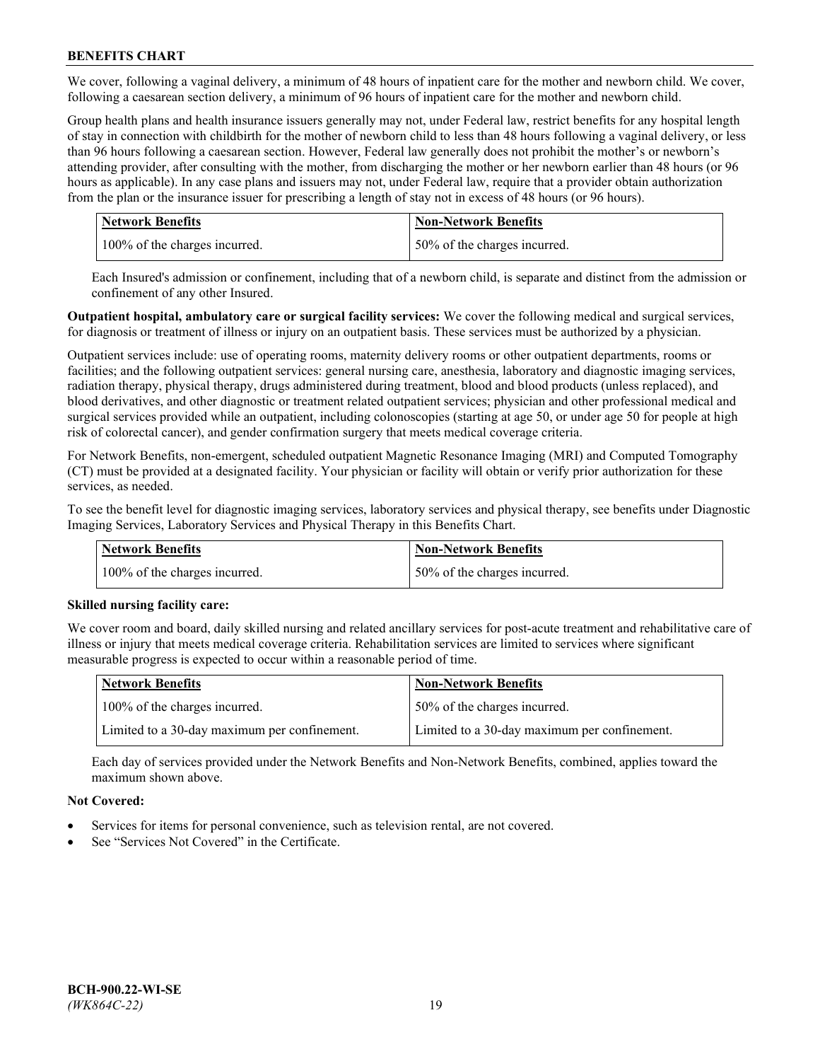We cover, following a vaginal delivery, a minimum of 48 hours of inpatient care for the mother and newborn child. We cover, following a caesarean section delivery, a minimum of 96 hours of inpatient care for the mother and newborn child.

Group health plans and health insurance issuers generally may not, under Federal law, restrict benefits for any hospital length of stay in connection with childbirth for the mother of newborn child to less than 48 hours following a vaginal delivery, or less than 96 hours following a caesarean section. However, Federal law generally does not prohibit the mother's or newborn's attending provider, after consulting with the mother, from discharging the mother or her newborn earlier than 48 hours (or 96 hours as applicable). In any case plans and issuers may not, under Federal law, require that a provider obtain authorization from the plan or the insurance issuer for prescribing a length of stay not in excess of 48 hours (or 96 hours).

| Network Benefits | Non-Network Benefits |
| --- | --- |
| 100% of the charges incurred. | 50% of the charges incurred. |

Each Insured's admission or confinement, including that of a newborn child, is separate and distinct from the admission or confinement of any other Insured.

**Outpatient hospital, ambulatory care or surgical facility services:** We cover the following medical and surgical services, for diagnosis or treatment of illness or injury on an outpatient basis. These services must be authorized by a physician.

Outpatient services include: use of operating rooms, maternity delivery rooms or other outpatient departments, rooms or facilities; and the following outpatient services: general nursing care, anesthesia, laboratory and diagnostic imaging services, radiation therapy, physical therapy, drugs administered during treatment, blood and blood products (unless replaced), and blood derivatives, and other diagnostic or treatment related outpatient services; physician and other professional medical and surgical services provided while an outpatient, including colonoscopies (starting at age 50, or under age 50 for people at high risk of colorectal cancer), and gender confirmation surgery that meets medical coverage criteria.

For Network Benefits, non-emergent, scheduled outpatient Magnetic Resonance Imaging (MRI) and Computed Tomography (CT) must be provided at a designated facility. Your physician or facility will obtain or verify prior authorization for these services, as needed.

To see the benefit level for diagnostic imaging services, laboratory services and physical therapy, see benefits under Diagnostic Imaging Services, Laboratory Services and Physical Therapy in this Benefits Chart.

| Network Benefits | Non-Network Benefits |
| --- | --- |
| 100% of the charges incurred. | 50% of the charges incurred. |

**Skilled nursing facility care:**

We cover room and board, daily skilled nursing and related ancillary services for post-acute treatment and rehabilitative care of illness or injury that meets medical coverage criteria. Rehabilitation services are limited to services where significant measurable progress is expected to occur within a reasonable period of time.

| Network Benefits | Non-Network Benefits |
| --- | --- |
| 100% of the charges incurred. | 50% of the charges incurred. |
| Limited to a 30-day maximum per confinement. | Limited to a 30-day maximum per confinement. |

Each day of services provided under the Network Benefits and Non-Network Benefits, combined, applies toward the maximum shown above.

**Not Covered:**

- Services for items for personal convenience, such as television rental, are not covered.
- See "Services Not Covered" in the Certificate.

BCH-900.22-WI-SE
*(WK864C-22)*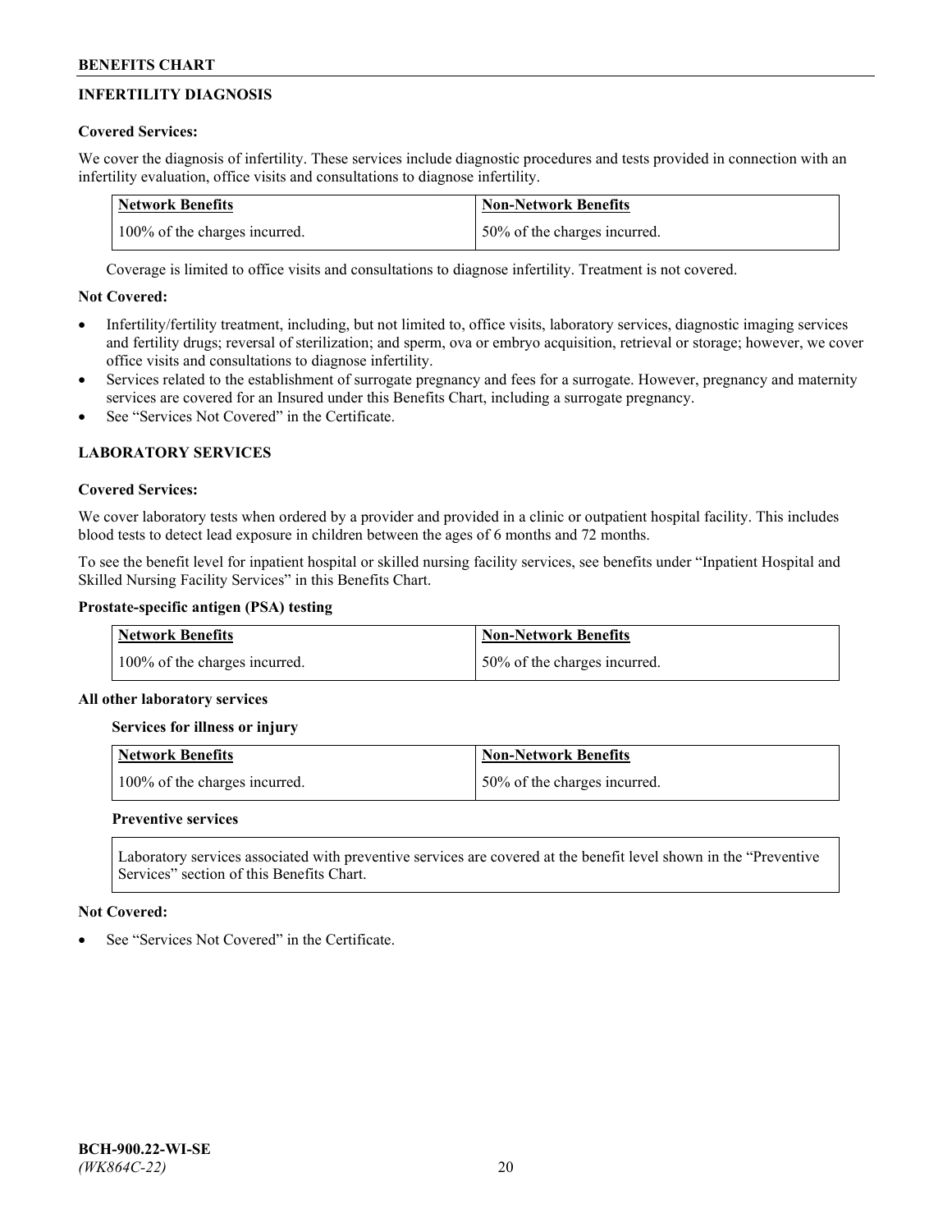## INFERTILITY DIAGNOSIS

**Covered Services:**

We cover the diagnosis of infertility. These services include diagnostic procedures and tests provided in connection with an infertility evaluation, office visits and consultations to diagnose infertility.

| Network Benefits | Non-Network Benefits |
|---|---|
| 100% of the charges incurred. | 50% of the charges incurred. |

Coverage is limited to office visits and consultations to diagnose infertility. Treatment is not covered.

**Not Covered:**

- Infertility/fertility treatment, including, but not limited to, office visits, laboratory services, diagnostic imaging services and fertility drugs; reversal of sterilization; and sperm, ova or embryo acquisition, retrieval or storage; however, we cover office visits and consultations to diagnose infertility.
- Services related to the establishment of surrogate pregnancy and fees for a surrogate. However, pregnancy and maternity services are covered for an Insured under this Benefits Chart, including a surrogate pregnancy.
- See "Services Not Covered" in the Certificate.

## LABORATORY SERVICES

**Covered Services:**

We cover laboratory tests when ordered by a provider and provided in a clinic or outpatient hospital facility. This includes blood tests to detect lead exposure in children between the ages of 6 months and 72 months.

To see the benefit level for inpatient hospital or skilled nursing facility services, see benefits under "Inpatient Hospital and Skilled Nursing Facility Services" in this Benefits Chart.

**Prostate-specific antigen (PSA) testing**

| Network Benefits | Non-Network Benefits |
|---|---|
| 100% of the charges incurred. | 50% of the charges incurred. |

**All other laboratory services**

**Services for illness or injury**

| Network Benefits | Non-Network Benefits |
|---|---|
| 100% of the charges incurred. | 50% of the charges incurred. |

**Preventive services**

Laboratory services associated with preventive services are covered at the benefit level shown in the "Preventive Services" section of this Benefits Chart.

**Not Covered:**

- See "Services Not Covered" in the Certificate.

BCH-900.22-WI-SE
*(WK864C-22)*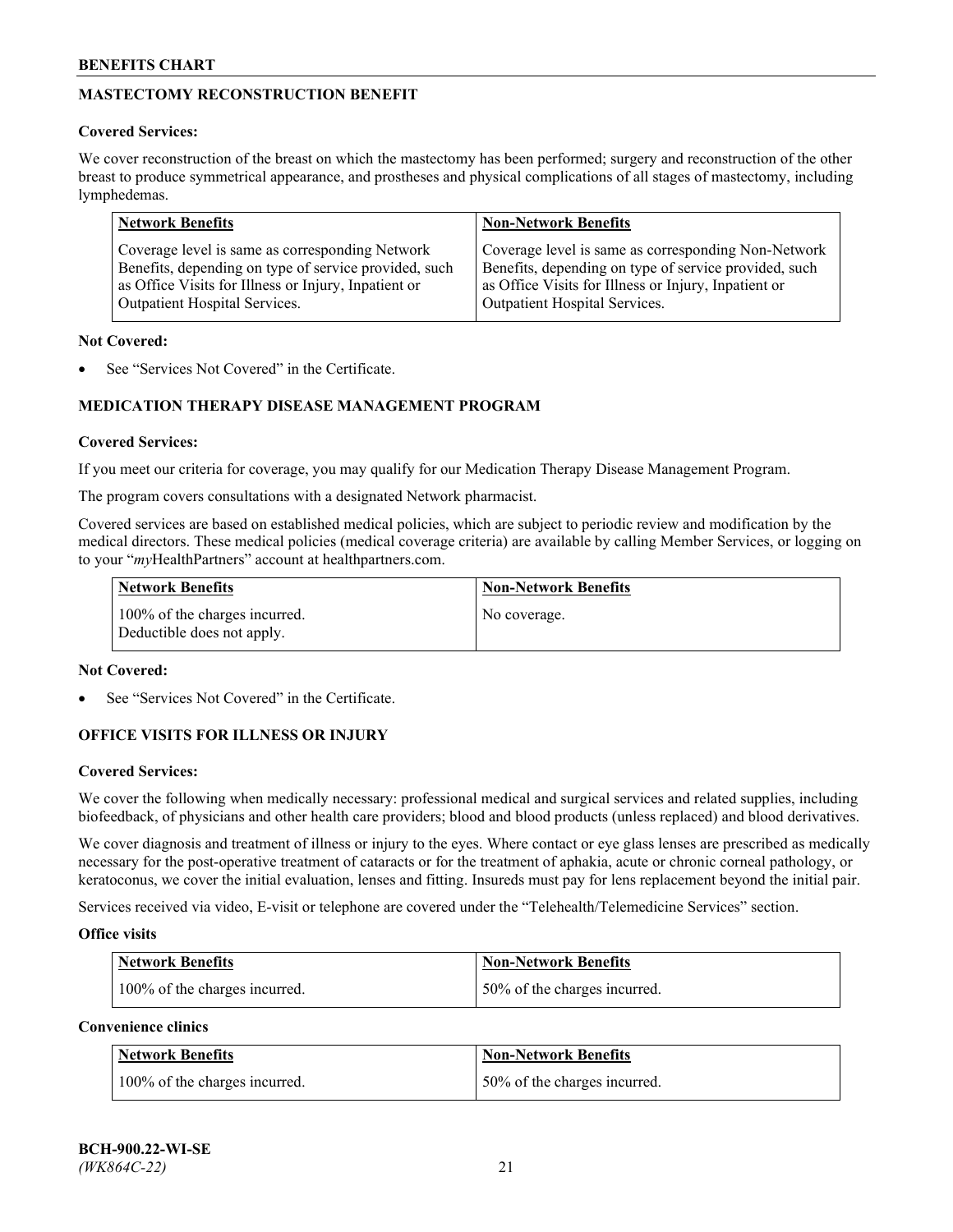## MASTECTOMY RECONSTRUCTION BENEFIT

**Covered Services:**

We cover reconstruction of the breast on which the mastectomy has been performed; surgery and reconstruction of the other breast to produce symmetrical appearance, and prostheses and physical complications of all stages of mastectomy, including lymphedemas.

| Network Benefits | Non-Network Benefits |
|---|---|
| Coverage level is same as corresponding Network Benefits, depending on type of service provided, such as Office Visits for Illness or Injury, Inpatient or Outpatient Hospital Services. | Coverage level is same as corresponding Non-Network Benefits, depending on type of service provided, such as Office Visits for Illness or Injury, Inpatient or Outpatient Hospital Services. |

**Not Covered:**

- See "Services Not Covered" in the Certificate.

## MEDICATION THERAPY DISEASE MANAGEMENT PROGRAM

**Covered Services:**

If you meet our criteria for coverage, you may qualify for our Medication Therapy Disease Management Program.

The program covers consultations with a designated Network pharmacist.

Covered services are based on established medical policies, which are subject to periodic review and modification by the medical directors. These medical policies (medical coverage criteria) are available by calling Member Services, or logging on to your "*my*HealthPartners" account at healthpartners.com.

| Network Benefits | Non-Network Benefits |
|---|---|
| 100% of the charges incurred. Deductible does not apply. | No coverage. |

**Not Covered:**

- See "Services Not Covered" in the Certificate.

## OFFICE VISITS FOR ILLNESS OR INJURY

**Covered Services:**

We cover the following when medically necessary: professional medical and surgical services and related supplies, including biofeedback, of physicians and other health care providers; blood and blood products (unless replaced) and blood derivatives.

We cover diagnosis and treatment of illness or injury to the eyes. Where contact or eye glass lenses are prescribed as medically necessary for the post-operative treatment of cataracts or for the treatment of aphakia, acute or chronic corneal pathology, or keratoconus, we cover the initial evaluation, lenses and fitting. Insureds must pay for lens replacement beyond the initial pair.

Services received via video, E-visit or telephone are covered under the "Telehealth/Telemedicine Services" section.

**Office visits**

| Network Benefits | Non-Network Benefits |
|---|---|
| 100% of the charges incurred. | 50% of the charges incurred. |

**Convenience clinics**

| Network Benefits | Non-Network Benefits |
|---|---|
| 100% of the charges incurred. | 50% of the charges incurred. |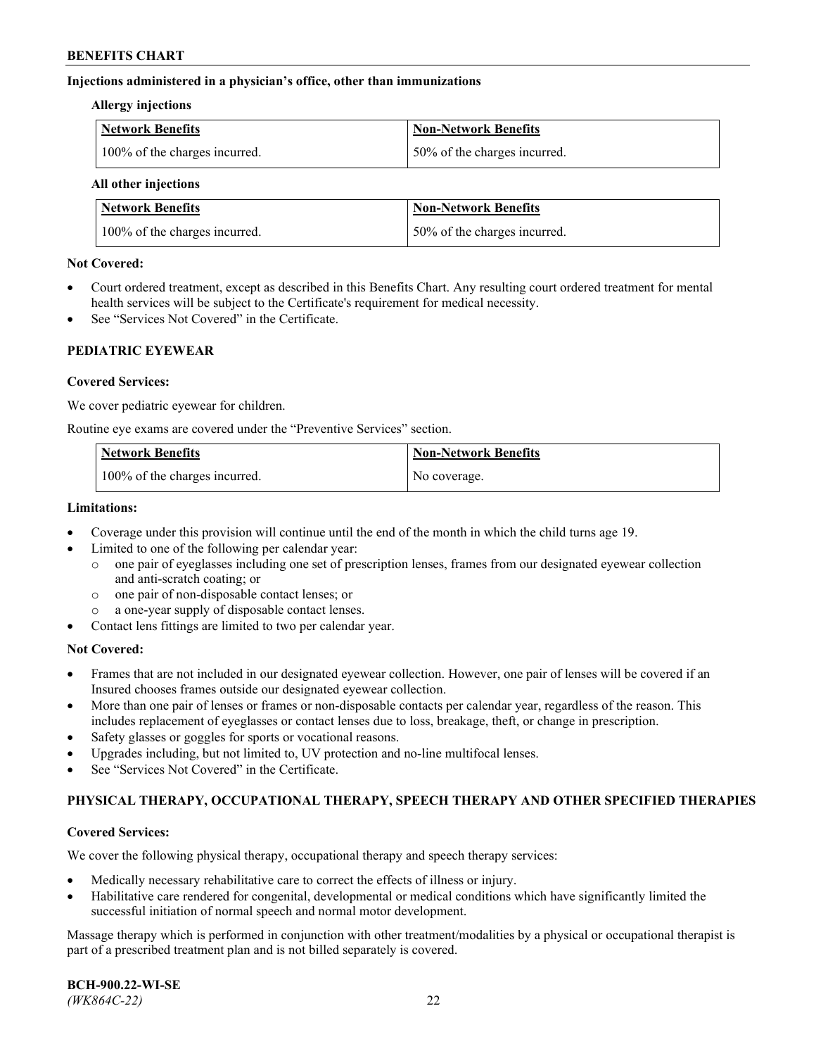**Injections administered in a physician's office, other than immunizations**

**Allergy injections**

| Network Benefits | Non-Network Benefits |
| --- | --- |
| 100% of the charges incurred. | 50% of the charges incurred. |

**All other injections**

| Network Benefits | Non-Network Benefits |
| --- | --- |
| 100% of the charges incurred. | 50% of the charges incurred. |

**Not Covered:**

- Court ordered treatment, except as described in this Benefits Chart. Any resulting court ordered treatment for mental health services will be subject to the Certificate's requirement for medical necessity.
- See "Services Not Covered" in the Certificate.

## PEDIATRIC EYEWEAR

**Covered Services:**

We cover pediatric eyewear for children.

Routine eye exams are covered under the "Preventive Services" section.

| Network Benefits | Non-Network Benefits |
| --- | --- |
| 100% of the charges incurred. | No coverage. |

**Limitations:**

- Coverage under this provision will continue until the end of the month in which the child turns age 19.
- Limited to one of the following per calendar year:
  - one pair of eyeglasses including one set of prescription lenses, frames from our designated eyewear collection and anti-scratch coating; or
  - one pair of non-disposable contact lenses; or
  - a one-year supply of disposable contact lenses.
- Contact lens fittings are limited to two per calendar year.

**Not Covered:**

- Frames that are not included in our designated eyewear collection. However, one pair of lenses will be covered if an Insured chooses frames outside our designated eyewear collection.
- More than one pair of lenses or frames or non-disposable contacts per calendar year, regardless of the reason. This includes replacement of eyeglasses or contact lenses due to loss, breakage, theft, or change in prescription.
- Safety glasses or goggles for sports or vocational reasons.
- Upgrades including, but not limited to, UV protection and no-line multifocal lenses.
- See "Services Not Covered" in the Certificate.

## PHYSICAL THERAPY, OCCUPATIONAL THERAPY, SPEECH THERAPY AND OTHER SPECIFIED THERAPIES

**Covered Services:**

We cover the following physical therapy, occupational therapy and speech therapy services:

- Medically necessary rehabilitative care to correct the effects of illness or injury.
- Habilitative care rendered for congenital, developmental or medical conditions which have significantly limited the successful initiation of normal speech and normal motor development.

Massage therapy which is performed in conjunction with other treatment/modalities by a physical or occupational therapist is part of a prescribed treatment plan and is not billed separately is covered.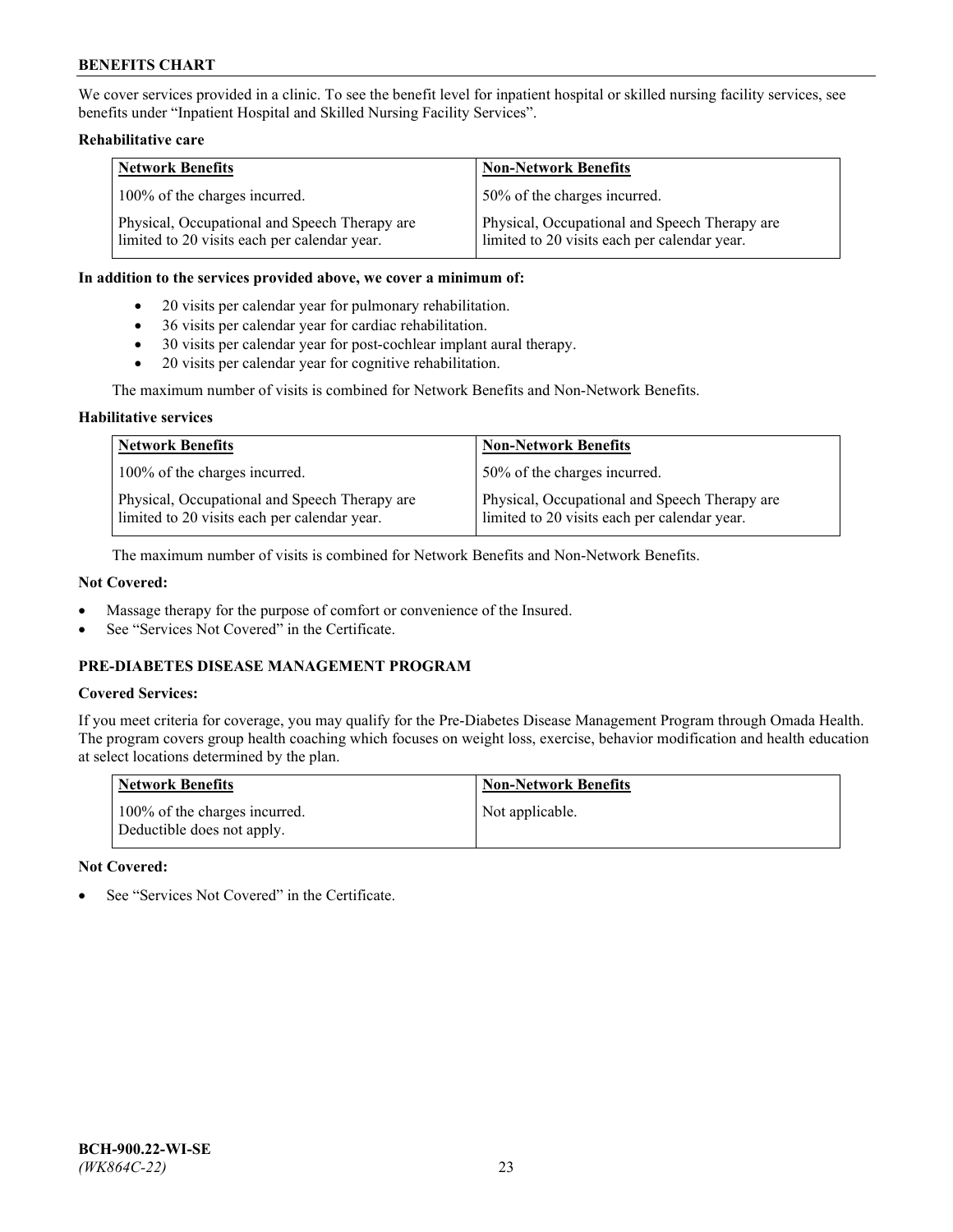We cover services provided in a clinic. To see the benefit level for inpatient hospital or skilled nursing facility services, see benefits under "Inpatient Hospital and Skilled Nursing Facility Services".

**Rehabilitative care**

| Network Benefits | Non-Network Benefits |
| --- | --- |
| 100% of the charges incurred. | 50% of the charges incurred. |
| Physical, Occupational and Speech Therapy are limited to 20 visits each per calendar year. | Physical, Occupational and Speech Therapy are limited to 20 visits each per calendar year. |

**In addition to the services provided above, we cover a minimum of:**

- 20 visits per calendar year for pulmonary rehabilitation.
- 36 visits per calendar year for cardiac rehabilitation.
- 30 visits per calendar year for post-cochlear implant aural therapy.
- 20 visits per calendar year for cognitive rehabilitation.

The maximum number of visits is combined for Network Benefits and Non-Network Benefits.

**Habilitative services**

| Network Benefits | Non-Network Benefits |
| --- | --- |
| 100% of the charges incurred. | 50% of the charges incurred. |
| Physical, Occupational and Speech Therapy are limited to 20 visits each per calendar year. | Physical, Occupational and Speech Therapy are limited to 20 visits each per calendar year. |

The maximum number of visits is combined for Network Benefits and Non-Network Benefits.

**Not Covered:**

- Massage therapy for the purpose of comfort or convenience of the Insured.
- See "Services Not Covered" in the Certificate.

## PRE-DIABETES DISEASE MANAGEMENT PROGRAM

**Covered Services:**

If you meet criteria for coverage, you may qualify for the Pre-Diabetes Disease Management Program through Omada Health. The program covers group health coaching which focuses on weight loss, exercise, behavior modification and health education at select locations determined by the plan.

| Network Benefits | Non-Network Benefits |
| --- | --- |
| 100% of the charges incurred. Deductible does not apply. | Not applicable. |

**Not Covered:**

- See "Services Not Covered" in the Certificate.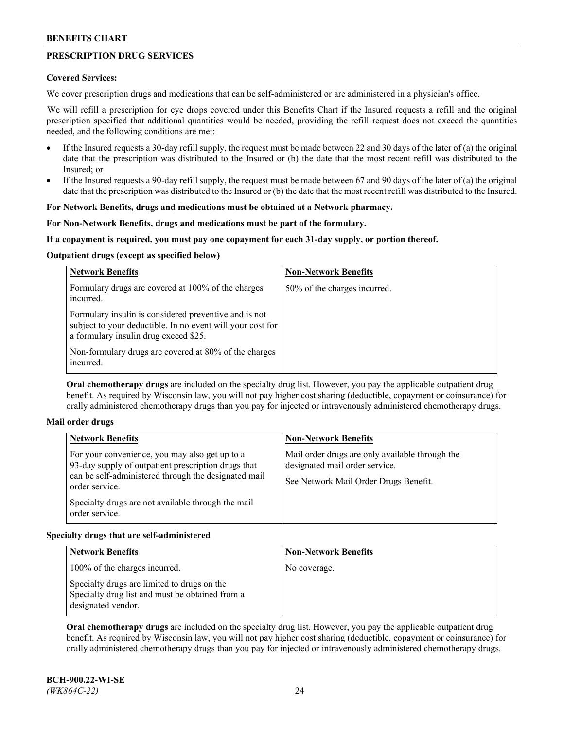## PRESCRIPTION DRUG SERVICES

**Covered Services:**

We cover prescription drugs and medications that can be self-administered or are administered in a physician's office.

We will refill a prescription for eye drops covered under this Benefits Chart if the Insured requests a refill and the original prescription specified that additional quantities would be needed, providing the refill request does not exceed the quantities needed, and the following conditions are met:

- If the Insured requests a 30-day refill supply, the request must be made between 22 and 30 days of the later of (a) the original date that the prescription was distributed to the Insured or (b) the date that the most recent refill was distributed to the Insured; or
- If the Insured requests a 90-day refill supply, the request must be made between 67 and 90 days of the later of (a) the original date that the prescription was distributed to the Insured or (b) the date that the most recent refill was distributed to the Insured.

**For Network Benefits, drugs and medications must be obtained at a Network pharmacy.**

**For Non-Network Benefits, drugs and medications must be part of the formulary.**

**If a copayment is required, you must pay one copayment for each 31-day supply, or portion thereof.**

**Outpatient drugs (except as specified below)**

| Network Benefits | Non-Network Benefits |
|---|---|
| Formulary drugs are covered at 100% of the charges incurred.<br><br>Formulary insulin is considered preventive and is not subject to your deductible. In no event will your cost for a formulary insulin drug exceed $25.<br><br>Non-formulary drugs are covered at 80% of the charges incurred. | 50% of the charges incurred. |

**Oral chemotherapy drugs** are included on the specialty drug list. However, you pay the applicable outpatient drug benefit. As required by Wisconsin law, you will not pay higher cost sharing (deductible, copayment or coinsurance) for orally administered chemotherapy drugs than you pay for injected or intravenously administered chemotherapy drugs.

**Mail order drugs**

| Network Benefits | Non-Network Benefits |
|---|---|
| For your convenience, you may also get up to a 93-day supply of outpatient prescription drugs that can be self-administered through the designated mail order service.<br><br>Specialty drugs are not available through the mail order service. | Mail order drugs are only available through the designated mail order service.<br><br>See Network Mail Order Drugs Benefit. |

**Specialty drugs that are self-administered**

| Network Benefits | Non-Network Benefits |
|---|---|
| 100% of the charges incurred.<br><br>Specialty drugs are limited to drugs on the Specialty drug list and must be obtained from a designated vendor. | No coverage. |

**Oral chemotherapy drugs** are included on the specialty drug list. However, you pay the applicable outpatient drug benefit. As required by Wisconsin law, you will not pay higher cost sharing (deductible, copayment or coinsurance) for orally administered chemotherapy drugs than you pay for injected or intravenously administered chemotherapy drugs.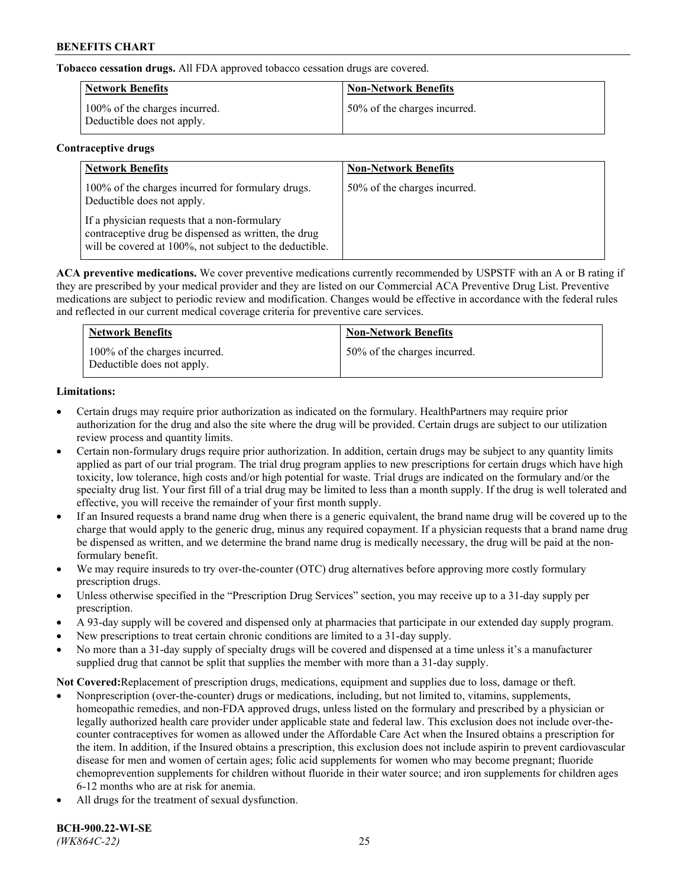**Tobacco cessation drugs.** All FDA approved tobacco cessation drugs are covered.

| Network Benefits | Non-Network Benefits |
| --- | --- |
| 100% of the charges incurred. Deductible does not apply. | 50% of the charges incurred. |

**Contraceptive drugs**

| Network Benefits | Non-Network Benefits |
| --- | --- |
| 100% of the charges incurred for formulary drugs. Deductible does not apply.<br><br>If a physician requests that a non-formulary contraceptive drug be dispensed as written, the drug will be covered at 100%, not subject to the deductible. | 50% of the charges incurred. |

**ACA preventive medications.** We cover preventive medications currently recommended by USPSTF with an A or B rating if they are prescribed by your medical provider and they are listed on our Commercial ACA Preventive Drug List. Preventive medications are subject to periodic review and modification. Changes would be effective in accordance with the federal rules and reflected in our current medical coverage criteria for preventive care services.

| Network Benefits | Non-Network Benefits |
| --- | --- |
| 100% of the charges incurred. Deductible does not apply. | 50% of the charges incurred. |

**Limitations:**

- Certain drugs may require prior authorization as indicated on the formulary. HealthPartners may require prior authorization for the drug and also the site where the drug will be provided. Certain drugs are subject to our utilization review process and quantity limits.
- Certain non-formulary drugs require prior authorization. In addition, certain drugs may be subject to any quantity limits applied as part of our trial program. The trial drug program applies to new prescriptions for certain drugs which have high toxicity, low tolerance, high costs and/or high potential for waste. Trial drugs are indicated on the formulary and/or the specialty drug list. Your first fill of a trial drug may be limited to less than a month supply. If the drug is well tolerated and effective, you will receive the remainder of your first month supply.
- If an Insured requests a brand name drug when there is a generic equivalent, the brand name drug will be covered up to the charge that would apply to the generic drug, minus any required copayment. If a physician requests that a brand name drug be dispensed as written, and we determine the brand name drug is medically necessary, the drug will be paid at the non-formulary benefit.
- We may require insureds to try over-the-counter (OTC) drug alternatives before approving more costly formulary prescription drugs.
- Unless otherwise specified in the "Prescription Drug Services" section, you may receive up to a 31-day supply per prescription.
- A 93-day supply will be covered and dispensed only at pharmacies that participate in our extended day supply program.
- New prescriptions to treat certain chronic conditions are limited to a 31-day supply.
- No more than a 31-day supply of specialty drugs will be covered and dispensed at a time unless it's a manufacturer supplied drug that cannot be split that supplies the member with more than a 31-day supply.

**Not Covered:**Replacement of prescription drugs, medications, equipment and supplies due to loss, damage or theft.

- Nonprescription (over-the-counter) drugs or medications, including, but not limited to, vitamins, supplements, homeopathic remedies, and non-FDA approved drugs, unless listed on the formulary and prescribed by a physician or legally authorized health care provider under applicable state and federal law. This exclusion does not include over-the-counter contraceptives for women as allowed under the Affordable Care Act when the Insured obtains a prescription for the item. In addition, if the Insured obtains a prescription, this exclusion does not include aspirin to prevent cardiovascular disease for men and women of certain ages; folic acid supplements for women who may become pregnant; fluoride chemoprevention supplements for children without fluoride in their water source; and iron supplements for children ages 6-12 months who are at risk for anemia.
- All drugs for the treatment of sexual dysfunction.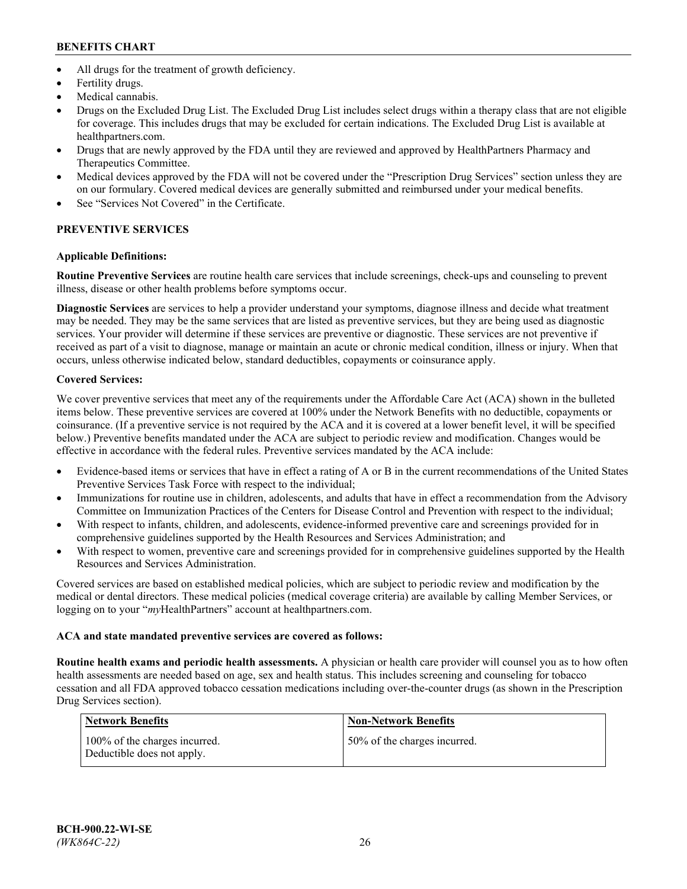- All drugs for the treatment of growth deficiency.
- Fertility drugs.
- Medical cannabis.
- Drugs on the Excluded Drug List. The Excluded Drug List includes select drugs within a therapy class that are not eligible for coverage. This includes drugs that may be excluded for certain indications. The Excluded Drug List is available at healthpartners.com.
- Drugs that are newly approved by the FDA until they are reviewed and approved by HealthPartners Pharmacy and Therapeutics Committee.
- Medical devices approved by the FDA will not be covered under the "Prescription Drug Services" section unless they are on our formulary. Covered medical devices are generally submitted and reimbursed under your medical benefits.
- See "Services Not Covered" in the Certificate.

## PREVENTIVE SERVICES

### Applicable Definitions:

**Routine Preventive Services** are routine health care services that include screenings, check-ups and counseling to prevent illness, disease or other health problems before symptoms occur.

**Diagnostic Services** are services to help a provider understand your symptoms, diagnose illness and decide what treatment may be needed. They may be the same services that are listed as preventive services, but they are being used as diagnostic services. Your provider will determine if these services are preventive or diagnostic. These services are not preventive if received as part of a visit to diagnose, manage or maintain an acute or chronic medical condition, illness or injury. When that occurs, unless otherwise indicated below, standard deductibles, copayments or coinsurance apply.

### Covered Services:

We cover preventive services that meet any of the requirements under the Affordable Care Act (ACA) shown in the bulleted items below. These preventive services are covered at 100% under the Network Benefits with no deductible, copayments or coinsurance. (If a preventive service is not required by the ACA and it is covered at a lower benefit level, it will be specified below.) Preventive benefits mandated under the ACA are subject to periodic review and modification. Changes would be effective in accordance with the federal rules. Preventive services mandated by the ACA include:

- Evidence-based items or services that have in effect a rating of A or B in the current recommendations of the United States Preventive Services Task Force with respect to the individual;
- Immunizations for routine use in children, adolescents, and adults that have in effect a recommendation from the Advisory Committee on Immunization Practices of the Centers for Disease Control and Prevention with respect to the individual;
- With respect to infants, children, and adolescents, evidence-informed preventive care and screenings provided for in comprehensive guidelines supported by the Health Resources and Services Administration; and
- With respect to women, preventive care and screenings provided for in comprehensive guidelines supported by the Health Resources and Services Administration.

Covered services are based on established medical policies, which are subject to periodic review and modification by the medical or dental directors. These medical policies (medical coverage criteria) are available by calling Member Services, or logging on to your "*my*HealthPartners" account at healthpartners.com.

**ACA and state mandated preventive services are covered as follows:**

**Routine health exams and periodic health assessments.** A physician or health care provider will counsel you as to how often health assessments are needed based on age, sex and health status. This includes screening and counseling for tobacco cessation and all FDA approved tobacco cessation medications including over-the-counter drugs (as shown in the Prescription Drug Services section).

| Network Benefits | Non-Network Benefits |
|---|---|
| 100% of the charges incurred. Deductible does not apply. | 50% of the charges incurred. |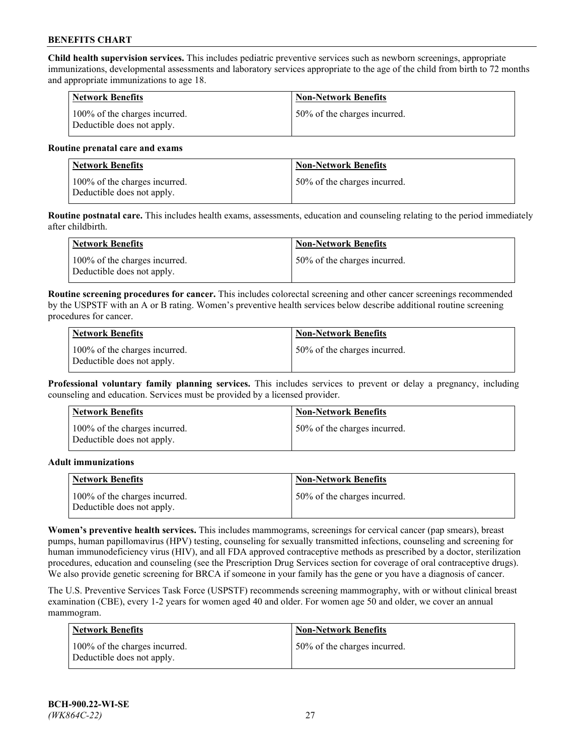**Child health supervision services.** This includes pediatric preventive services such as newborn screenings, appropriate immunizations, developmental assessments and laboratory services appropriate to the age of the child from birth to 72 months and appropriate immunizations to age 18.

| Network Benefits | Non-Network Benefits |
|---|---|
| 100% of the charges incurred. Deductible does not apply. | 50% of the charges incurred. |

**Routine prenatal care and exams**

| Network Benefits | Non-Network Benefits |
|---|---|
| 100% of the charges incurred. Deductible does not apply. | 50% of the charges incurred. |

**Routine postnatal care.** This includes health exams, assessments, education and counseling relating to the period immediately after childbirth.

| Network Benefits | Non-Network Benefits |
|---|---|
| 100% of the charges incurred. Deductible does not apply. | 50% of the charges incurred. |

**Routine screening procedures for cancer.** This includes colorectal screening and other cancer screenings recommended by the USPSTF with an A or B rating. Women's preventive health services below describe additional routine screening procedures for cancer.

| Network Benefits | Non-Network Benefits |
|---|---|
| 100% of the charges incurred. Deductible does not apply. | 50% of the charges incurred. |

**Professional voluntary family planning services.** This includes services to prevent or delay a pregnancy, including counseling and education. Services must be provided by a licensed provider.

| Network Benefits | Non-Network Benefits |
|---|---|
| 100% of the charges incurred. Deductible does not apply. | 50% of the charges incurred. |

**Adult immunizations**

| Network Benefits | Non-Network Benefits |
|---|---|
| 100% of the charges incurred. Deductible does not apply. | 50% of the charges incurred. |

**Women's preventive health services.** This includes mammograms, screenings for cervical cancer (pap smears), breast pumps, human papillomavirus (HPV) testing, counseling for sexually transmitted infections, counseling and screening for human immunodeficiency virus (HIV), and all FDA approved contraceptive methods as prescribed by a doctor, sterilization procedures, education and counseling (see the Prescription Drug Services section for coverage of oral contraceptive drugs). We also provide genetic screening for BRCA if someone in your family has the gene or you have a diagnosis of cancer.

The U.S. Preventive Services Task Force (USPSTF) recommends screening mammography, with or without clinical breast examination (CBE), every 1-2 years for women aged 40 and older. For women age 50 and older, we cover an annual mammogram.

| Network Benefits | Non-Network Benefits |
|---|---|
| 100% of the charges incurred. Deductible does not apply. | 50% of the charges incurred. |

**BCH-900.22-WI-SE**
*(WK864C-22)*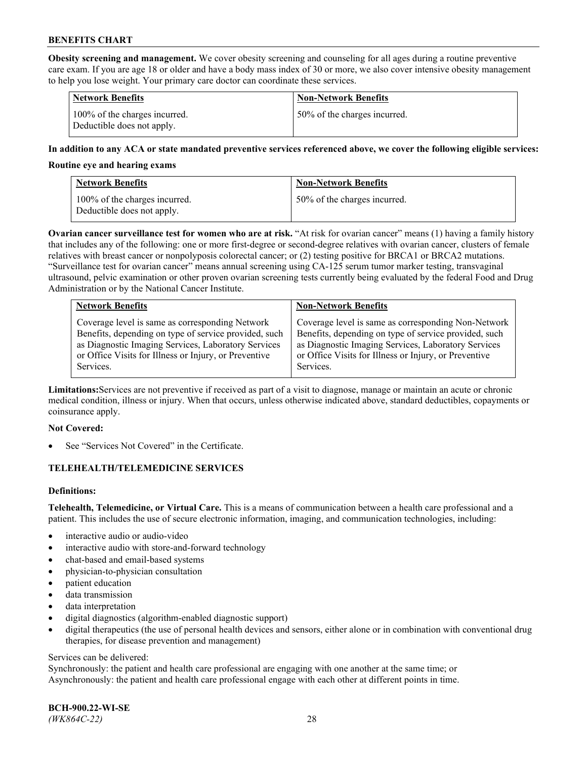**Obesity screening and management.** We cover obesity screening and counseling for all ages during a routine preventive care exam. If you are age 18 or older and have a body mass index of 30 or more, we also cover intensive obesity management to help you lose weight. Your primary care doctor can coordinate these services.

| Network Benefits | Non-Network Benefits |
|---|---|
| 100% of the charges incurred. Deductible does not apply. | 50% of the charges incurred. |

**In addition to any ACA or state mandated preventive services referenced above, we cover the following eligible services:**

**Routine eye and hearing exams**

| Network Benefits | Non-Network Benefits |
|---|---|
| 100% of the charges incurred. Deductible does not apply. | 50% of the charges incurred. |

**Ovarian cancer surveillance test for women who are at risk.** "At risk for ovarian cancer" means (1) having a family history that includes any of the following: one or more first-degree or second-degree relatives with ovarian cancer, clusters of female relatives with breast cancer or nonpolyposis colorectal cancer; or (2) testing positive for BRCA1 or BRCA2 mutations. "Surveillance test for ovarian cancer" means annual screening using CA-125 serum tumor marker testing, transvaginal ultrasound, pelvic examination or other proven ovarian screening tests currently being evaluated by the federal Food and Drug Administration or by the National Cancer Institute.

| Network Benefits | Non-Network Benefits |
|---|---|
| Coverage level is same as corresponding Network Benefits, depending on type of service provided, such as Diagnostic Imaging Services, Laboratory Services or Office Visits for Illness or Injury, or Preventive Services. | Coverage level is same as corresponding Non-Network Benefits, depending on type of service provided, such as Diagnostic Imaging Services, Laboratory Services or Office Visits for Illness or Injury, or Preventive Services. |

**Limitations:** Services are not preventive if received as part of a visit to diagnose, manage or maintain an acute or chronic medical condition, illness or injury. When that occurs, unless otherwise indicated above, standard deductibles, copayments or coinsurance apply.

**Not Covered:**

- See "Services Not Covered" in the Certificate.

## TELEHEALTH/TELEMEDICINE SERVICES

**Definitions:**

**Telehealth, Telemedicine, or Virtual Care.** This is a means of communication between a health care professional and a patient. This includes the use of secure electronic information, imaging, and communication technologies, including:

- interactive audio or audio-video
- interactive audio with store-and-forward technology
- chat-based and email-based systems
- physician-to-physician consultation
- patient education
- data transmission
- data interpretation
- digital diagnostics (algorithm-enabled diagnostic support)
- digital therapeutics (the use of personal health devices and sensors, either alone or in combination with conventional drug therapies, for disease prevention and management)

Services can be delivered:
Synchronously: the patient and health care professional are engaging with one another at the same time; or
Asynchronously: the patient and health care professional engage with each other at different points in time.

**BCH-900.22-WI-SE**
*(WK864C-22)*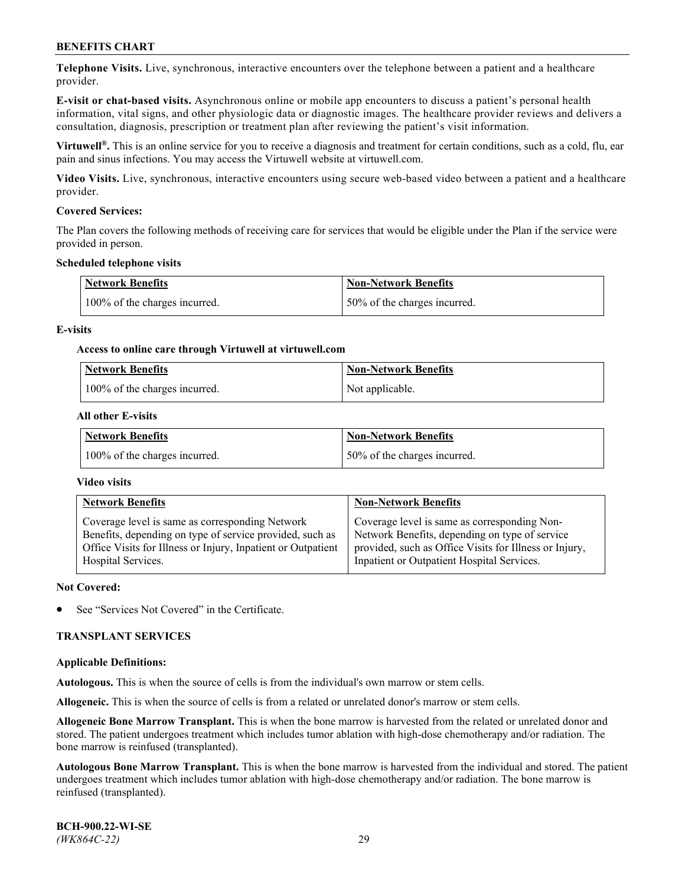**Telephone Visits.** Live, synchronous, interactive encounters over the telephone between a patient and a healthcare provider.

**E-visit or chat-based visits.** Asynchronous online or mobile app encounters to discuss a patient's personal health information, vital signs, and other physiologic data or diagnostic images. The healthcare provider reviews and delivers a consultation, diagnosis, prescription or treatment plan after reviewing the patient's visit information.

**Virtuwell®.** This is an online service for you to receive a diagnosis and treatment for certain conditions, such as a cold, flu, ear pain and sinus infections. You may access the Virtuwell website at virtuwell.com.

**Video Visits.** Live, synchronous, interactive encounters using secure web-based video between a patient and a healthcare provider.

**Covered Services:**

The Plan covers the following methods of receiving care for services that would be eligible under the Plan if the service were provided in person.

**Scheduled telephone visits**

| Network Benefits | Non-Network Benefits |
|---|---|
| 100% of the charges incurred. | 50% of the charges incurred. |

**E-visits**

**Access to online care through Virtuwell at virtuwell.com**

| Network Benefits | Non-Network Benefits |
|---|---|
| 100% of the charges incurred. | Not applicable. |

**All other E-visits**

| Network Benefits | Non-Network Benefits |
|---|---|
| 100% of the charges incurred. | 50% of the charges incurred. |

**Video visits**

| Network Benefits | Non-Network Benefits |
|---|---|
| Coverage level is same as corresponding Network Benefits, depending on type of service provided, such as Office Visits for Illness or Injury, Inpatient or Outpatient Hospital Services. | Coverage level is same as corresponding Non-Network Benefits, depending on type of service provided, such as Office Visits for Illness or Injury, Inpatient or Outpatient Hospital Services. |

**Not Covered:**

- See "Services Not Covered" in the Certificate.

## TRANSPLANT SERVICES

**Applicable Definitions:**

**Autologous.** This is when the source of cells is from the individual's own marrow or stem cells.

**Allogeneic.** This is when the source of cells is from a related or unrelated donor's marrow or stem cells.

**Allogeneic Bone Marrow Transplant.** This is when the bone marrow is harvested from the related or unrelated donor and stored. The patient undergoes treatment which includes tumor ablation with high-dose chemotherapy and/or radiation. The bone marrow is reinfused (transplanted).

**Autologous Bone Marrow Transplant.** This is when the bone marrow is harvested from the individual and stored. The patient undergoes treatment which includes tumor ablation with high-dose chemotherapy and/or radiation. The bone marrow is reinfused (transplanted).

**BCH-900.22-WI-SE**
*(WK864C-22)*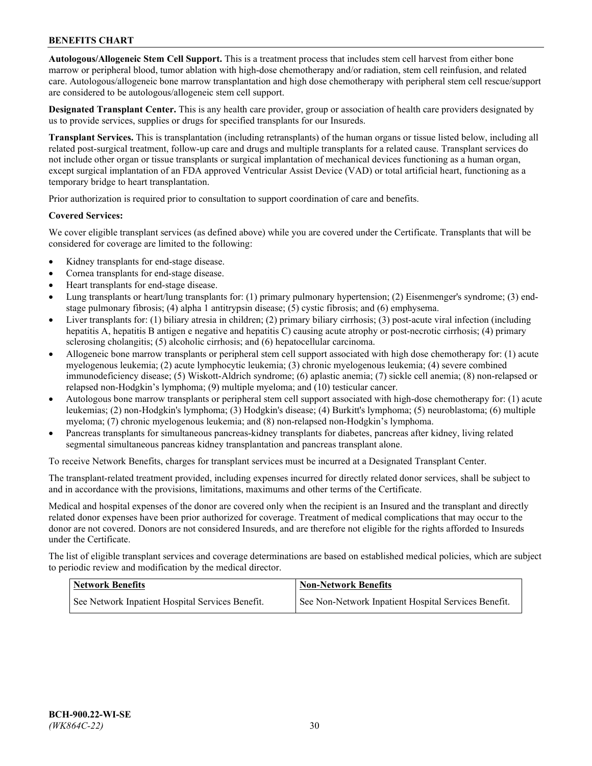**Autologous/Allogeneic Stem Cell Support.** This is a treatment process that includes stem cell harvest from either bone marrow or peripheral blood, tumor ablation with high-dose chemotherapy and/or radiation, stem cell reinfusion, and related care. Autologous/allogeneic bone marrow transplantation and high dose chemotherapy with peripheral stem cell rescue/support are considered to be autologous/allogeneic stem cell support.

**Designated Transplant Center.** This is any health care provider, group or association of health care providers designated by us to provide services, supplies or drugs for specified transplants for our Insureds.

**Transplant Services.** This is transplantation (including retransplants) of the human organs or tissue listed below, including all related post-surgical treatment, follow-up care and drugs and multiple transplants for a related cause. Transplant services do not include other organ or tissue transplants or surgical implantation of mechanical devices functioning as a human organ, except surgical implantation of an FDA approved Ventricular Assist Device (VAD) or total artificial heart, functioning as a temporary bridge to heart transplantation.

Prior authorization is required prior to consultation to support coordination of care and benefits.

**Covered Services:**

We cover eligible transplant services (as defined above) while you are covered under the Certificate. Transplants that will be considered for coverage are limited to the following:

- Kidney transplants for end-stage disease.
- Cornea transplants for end-stage disease.
- Heart transplants for end-stage disease.
- Lung transplants or heart/lung transplants for: (1) primary pulmonary hypertension; (2) Eisenmenger's syndrome; (3) end-stage pulmonary fibrosis; (4) alpha 1 antitrypsin disease; (5) cystic fibrosis; and (6) emphysema.
- Liver transplants for: (1) biliary atresia in children; (2) primary biliary cirrhosis; (3) post-acute viral infection (including hepatitis A, hepatitis B antigen e negative and hepatitis C) causing acute atrophy or post-necrotic cirrhosis; (4) primary sclerosing cholangitis; (5) alcoholic cirrhosis; and (6) hepatocellular carcinoma.
- Allogeneic bone marrow transplants or peripheral stem cell support associated with high dose chemotherapy for: (1) acute myelogenous leukemia; (2) acute lymphocytic leukemia; (3) chronic myelogenous leukemia; (4) severe combined immunodeficiency disease; (5) Wiskott-Aldrich syndrome; (6) aplastic anemia; (7) sickle cell anemia; (8) non-relapsed or relapsed non-Hodgkin's lymphoma; (9) multiple myeloma; and (10) testicular cancer.
- Autologous bone marrow transplants or peripheral stem cell support associated with high-dose chemotherapy for: (1) acute leukemias; (2) non-Hodgkin's lymphoma; (3) Hodgkin's disease; (4) Burkitt's lymphoma; (5) neuroblastoma; (6) multiple myeloma; (7) chronic myelogenous leukemia; and (8) non-relapsed non-Hodgkin's lymphoma.
- Pancreas transplants for simultaneous pancreas-kidney transplants for diabetes, pancreas after kidney, living related segmental simultaneous pancreas kidney transplantation and pancreas transplant alone.

To receive Network Benefits, charges for transplant services must be incurred at a Designated Transplant Center.

The transplant-related treatment provided, including expenses incurred for directly related donor services, shall be subject to and in accordance with the provisions, limitations, maximums and other terms of the Certificate.

Medical and hospital expenses of the donor are covered only when the recipient is an Insured and the transplant and directly related donor expenses have been prior authorized for coverage. Treatment of medical complications that may occur to the donor are not covered. Donors are not considered Insureds, and are therefore not eligible for the rights afforded to Insureds under the Certificate.

The list of eligible transplant services and coverage determinations are based on established medical policies, which are subject to periodic review and modification by the medical director.

| Network Benefits | Non-Network Benefits |
| --- | --- |
| See Network Inpatient Hospital Services Benefit. | See Non-Network Inpatient Hospital Services Benefit. |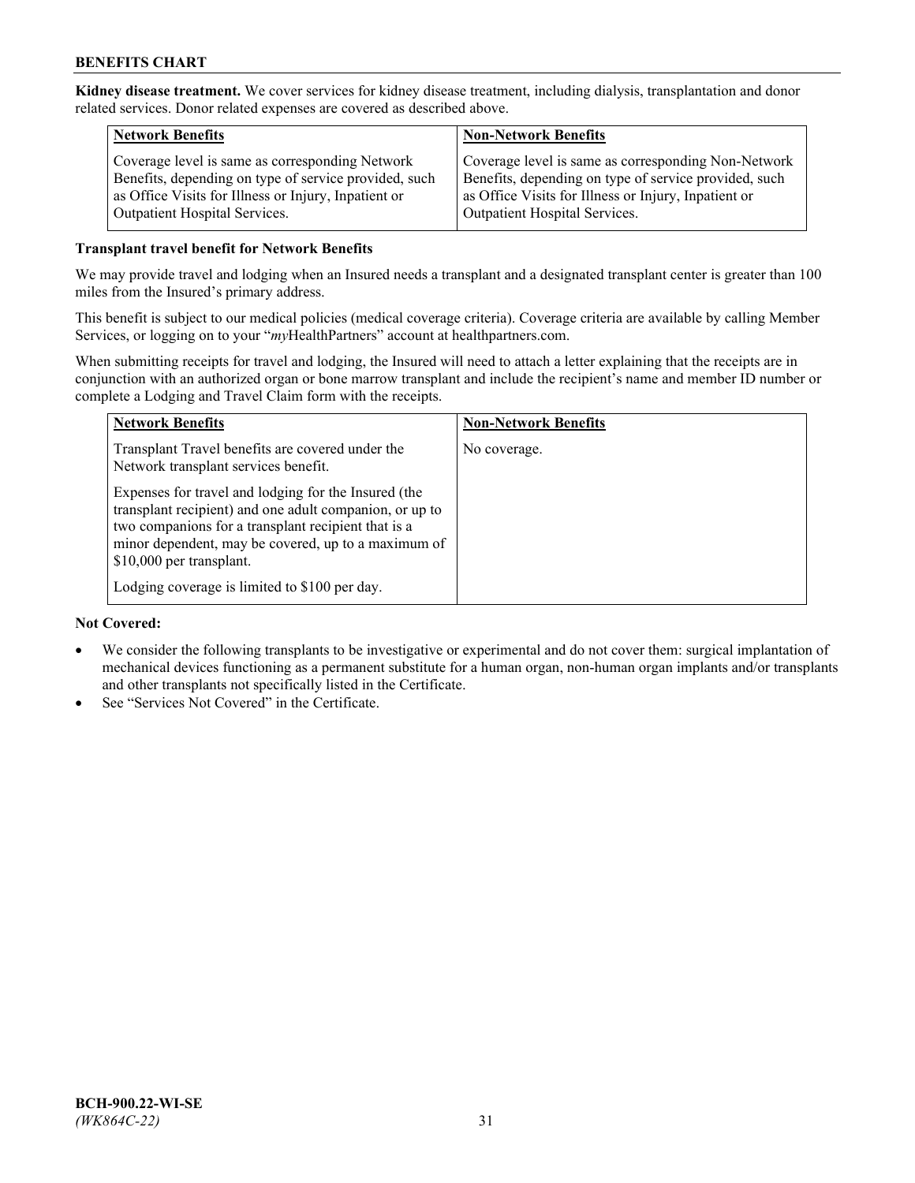**Kidney disease treatment.** We cover services for kidney disease treatment, including dialysis, transplantation and donor related services. Donor related expenses are covered as described above.

| Network Benefits | Non-Network Benefits |
| --- | --- |
| Coverage level is same as corresponding Network Benefits, depending on type of service provided, such as Office Visits for Illness or Injury, Inpatient or Outpatient Hospital Services. | Coverage level is same as corresponding Non-Network Benefits, depending on type of service provided, such as Office Visits for Illness or Injury, Inpatient or Outpatient Hospital Services. |

**Transplant travel benefit for Network Benefits**

We may provide travel and lodging when an Insured needs a transplant and a designated transplant center is greater than 100 miles from the Insured's primary address.

This benefit is subject to our medical policies (medical coverage criteria). Coverage criteria are available by calling Member Services, or logging on to your "*my*HealthPartners" account at healthpartners.com.

When submitting receipts for travel and lodging, the Insured will need to attach a letter explaining that the receipts are in conjunction with an authorized organ or bone marrow transplant and include the recipient's name and member ID number or complete a Lodging and Travel Claim form with the receipts.

| Network Benefits | Non-Network Benefits |
| --- | --- |
| Transplant Travel benefits are covered under the Network transplant services benefit.<br><br>Expenses for travel and lodging for the Insured (the transplant recipient) and one adult companion, or up to two companions for a transplant recipient that is a minor dependent, may be covered, up to a maximum of \$10,000 per transplant.<br><br>Lodging coverage is limited to \$100 per day. | No coverage. |

**Not Covered:**

- We consider the following transplants to be investigative or experimental and do not cover them: surgical implantation of mechanical devices functioning as a permanent substitute for a human organ, non-human organ implants and/or transplants and other transplants not specifically listed in the Certificate.
- See "Services Not Covered" in the Certificate.